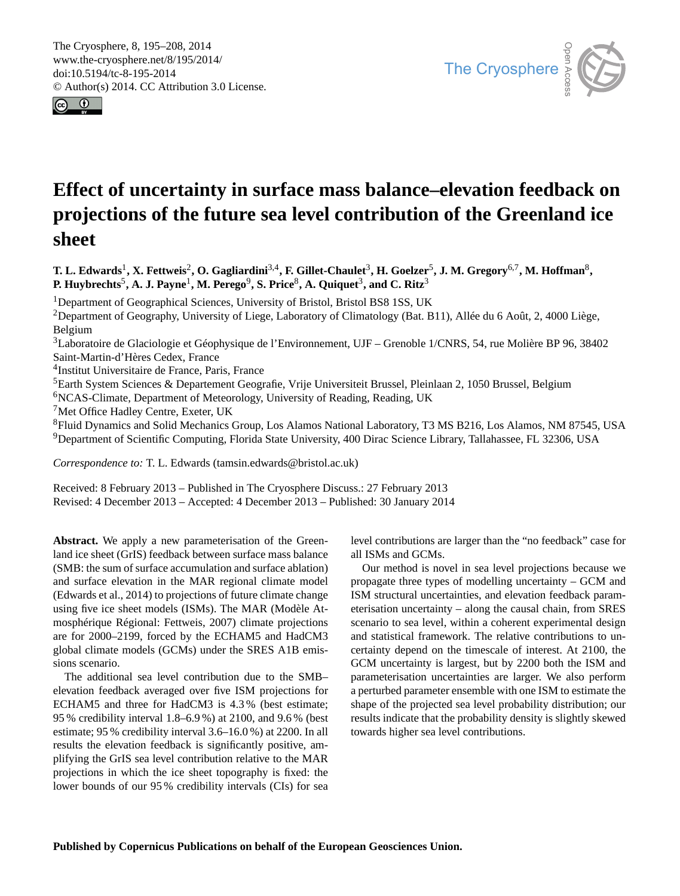# Effect of uncertainty in surface mass balance–elevation feedback on projections of the future sea level contribution of the Greenland ice sheet

**T. L. Edwards[1], X. Fettweis[2], O. Gagliardini[3,4], F. Gillet-Chaulet[3], H. Goelzer[5], J. M. Gregory[6,7], M. Hoffman[8], P. Huybrechts[5], A. J. Payne[1], M. Perego[9], S. Price[8], A. Quiquet[3], and C. Ritz[3]**

[1]Department of Geographical Sciences, University of Bristol, Bristol BS8 1SS, UK
[2]Department of Geography, University of Liege, Laboratory of Climatology (Bat. B11), Allée du 6 Août, 2, 4000 Liège, Belgium
[3]Laboratoire de Glaciologie et Géophysique de l'Environnement, UJF – Grenoble 1/CNRS, 54, rue Molière BP 96, 38402 Saint-Martin-d'Hères Cedex, France
[4]Institut Universitaire de France, Paris, France
[5]Earth System Sciences & Departement Geografie, Vrije Universiteit Brussel, Pleinlaan 2, 1050 Brussel, Belgium
[6]NCAS-Climate, Department of Meteorology, University of Reading, Reading, UK
[7]Met Office Hadley Centre, Exeter, UK
[8]Fluid Dynamics and Solid Mechanics Group, Los Alamos National Laboratory, T3 MS B216, Los Alamos, NM 87545, USA
[9]Department of Scientific Computing, Florida State University, 400 Dirac Science Library, Tallahassee, FL 32306, USA

*Correspondence to:* T. L. Edwards (tamsin.edwards@bristol.ac.uk)

Received: 8 February 2013 – Published in The Cryosphere Discuss.: 27 February 2013
Revised: 4 December 2013 – Accepted: 4 December 2013 – Published: 30 January 2014

**Abstract.** We apply a new parameterisation of the Greenland ice sheet (GrIS) feedback between surface mass balance (SMB: the sum of surface accumulation and surface ablation) and surface elevation in the MAR regional climate model (Edwards et al., 2014) to projections of future climate change using five ice sheet models (ISMs). The MAR (Modèle Atmosphérique Régional: Fettweis, 2007) climate projections are for 2000–2199, forced by the ECHAM5 and HadCM3 global climate models (GCMs) under the SRES A1B emissions scenario.

The additional sea level contribution due to the SMB–elevation feedback averaged over five ISM projections for ECHAM5 and three for HadCM3 is 4.3 % (best estimate; 95 % credibility interval 1.8–6.9 %) at 2100, and 9.6 % (best estimate; 95 % credibility interval 3.6–16.0 %) at 2200. In all results the elevation feedback is significantly positive, amplifying the GrIS sea level contribution relative to the MAR projections in which the ice sheet topography is fixed: the lower bounds of our 95 % credibility intervals (CIs) for sea level contributions are larger than the "no feedback" case for all ISMs and GCMs.

Our method is novel in sea level projections because we propagate three types of modelling uncertainty – GCM and ISM structural uncertainties, and elevation feedback parameterisation uncertainty – along the causal chain, from SRES scenario to sea level, within a coherent experimental design and statistical framework. The relative contributions to uncertainty depend on the timescale of interest. At 2100, the GCM uncertainty is largest, but by 2200 both the ISM and parameterisation uncertainties are larger. We also perform a perturbed parameter ensemble with one ISM to estimate the shape of the projected sea level probability distribution; our results indicate that the probability density is slightly skewed towards higher sea level contributions.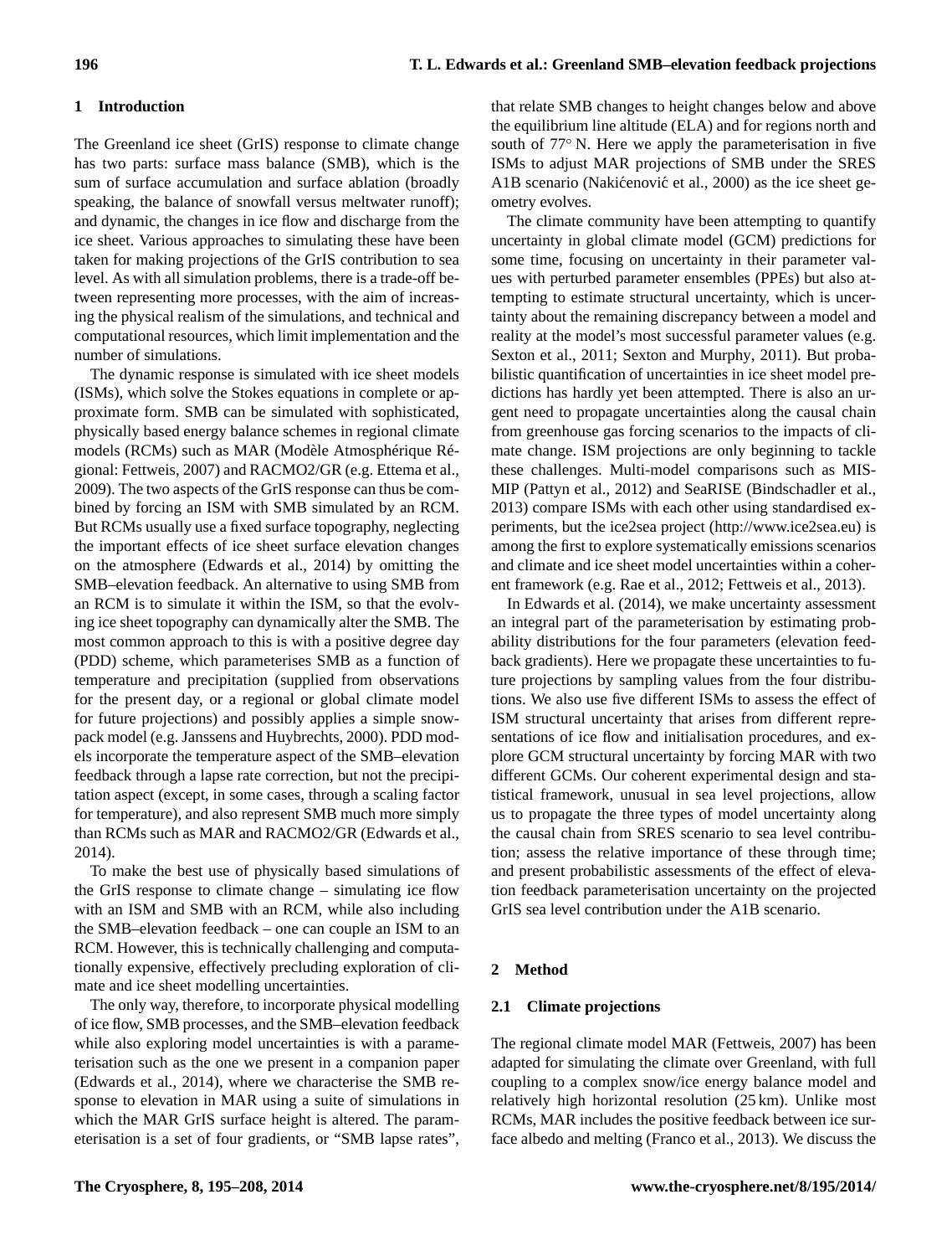## 1 Introduction

The Greenland ice sheet (GrIS) response to climate change has two parts: surface mass balance (SMB), which is the sum of surface accumulation and surface ablation (broadly speaking, the balance of snowfall versus meltwater runoff); and dynamic, the changes in ice flow and discharge from the ice sheet. Various approaches to simulating these have been taken for making projections of the GrIS contribution to sea level. As with all simulation problems, there is a trade-off between representing more processes, with the aim of increasing the physical realism of the simulations, and technical and computational resources, which limit implementation and the number of simulations.

The dynamic response is simulated with ice sheet models (ISMs), which solve the Stokes equations in complete or approximate form. SMB can be simulated with sophisticated, physically based energy balance schemes in regional climate models (RCMs) such as MAR (Modèle Atmosphérique Régional: Fettweis, 2007) and RACMO2/GR (e.g. Ettema et al., 2009). The two aspects of the GrIS response can thus be combined by forcing an ISM with SMB simulated by an RCM. But RCMs usually use a fixed surface topography, neglecting the important effects of ice sheet surface elevation changes on the atmosphere (Edwards et al., 2014) by omitting the SMB–elevation feedback. An alternative to using SMB from an RCM is to simulate it within the ISM, so that the evolving ice sheet topography can dynamically alter the SMB. The most common approach to this is with a positive degree day (PDD) scheme, which parameterises SMB as a function of temperature and precipitation (supplied from observations for the present day, or a regional or global climate model for future projections) and possibly applies a simple snowpack model (e.g. Janssens and Huybrechts, 2000). PDD models incorporate the temperature aspect of the SMB–elevation feedback through a lapse rate correction, but not the precipitation aspect (except, in some cases, through a scaling factor for temperature), and also represent SMB much more simply than RCMs such as MAR and RACMO2/GR (Edwards et al., 2014).

To make the best use of physically based simulations of the GrIS response to climate change – simulating ice flow with an ISM and SMB with an RCM, while also including the SMB–elevation feedback – one can couple an ISM to an RCM. However, this is technically challenging and computationally expensive, effectively precluding exploration of climate and ice sheet modelling uncertainties.

The only way, therefore, to incorporate physical modelling of ice flow, SMB processes, and the SMB–elevation feedback while also exploring model uncertainties is with a parameterisation such as the one we present in a companion paper (Edwards et al., 2014), where we characterise the SMB response to elevation in MAR using a suite of simulations in which the MAR GrIS surface height is altered. The parameterisation is a set of four gradients, or "SMB lapse rates", that relate SMB changes to height changes below and above the equilibrium line altitude (ELA) and for regions north and south of 77° N. Here we apply the parameterisation in five ISMs to adjust MAR projections of SMB under the SRES A1B scenario (Nakićenović et al., 2000) as the ice sheet geometry evolves.

The climate community have been attempting to quantify uncertainty in global climate model (GCM) predictions for some time, focusing on uncertainty in their parameter values with perturbed parameter ensembles (PPEs) but also attempting to estimate structural uncertainty, which is uncertainty about the remaining discrepancy between a model and reality at the model's most successful parameter values (e.g. Sexton et al., 2011; Sexton and Murphy, 2011). But probabilistic quantification of uncertainties in ice sheet model predictions has hardly yet been attempted. There is also an urgent need to propagate uncertainties along the causal chain from greenhouse gas forcing scenarios to the impacts of climate change. ISM projections are only beginning to tackle these challenges. Multi-model comparisons such as MISMIP (Pattyn et al., 2012) and SeaRISE (Bindschadler et al., 2013) compare ISMs with each other using standardised experiments, but the ice2sea project (http://www.ice2sea.eu) is among the first to explore systematically emissions scenarios and climate and ice sheet model uncertainties within a coherent framework (e.g. Rae et al., 2012; Fettweis et al., 2013).

In Edwards et al. (2014), we make uncertainty assessment an integral part of the parameterisation by estimating probability distributions for the four parameters (elevation feedback gradients). Here we propagate these uncertainties to future projections by sampling values from the four distributions. We also use five different ISMs to assess the effect of ISM structural uncertainty that arises from different representations of ice flow and initialisation procedures, and explore GCM structural uncertainty by forcing MAR with two different GCMs. Our coherent experimental design and statistical framework, unusual in sea level projections, allow us to propagate the three types of model uncertainty along the causal chain from SRES scenario to sea level contribution; assess the relative importance of these through time; and present probabilistic assessments of the effect of elevation feedback parameterisation uncertainty on the projected GrIS sea level contribution under the A1B scenario.

## 2 Method

### 2.1 Climate projections

The regional climate model MAR (Fettweis, 2007) has been adapted for simulating the climate over Greenland, with full coupling to a complex snow/ice energy balance model and relatively high horizontal resolution (25 km). Unlike most RCMs, MAR includes the positive feedback between ice surface albedo and melting (Franco et al., 2013). We discuss the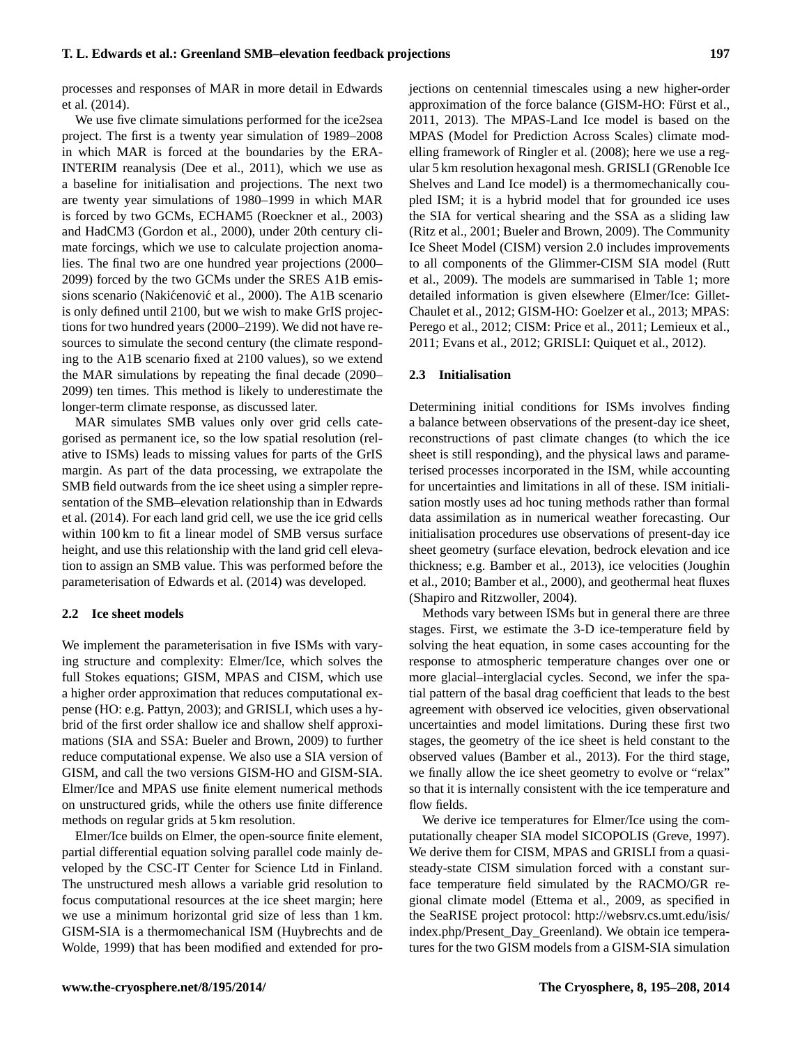processes and responses of MAR in more detail in Edwards et al. (2014).

We use five climate simulations performed for the ice2sea project. The first is a twenty year simulation of 1989–2008 in which MAR is forced at the boundaries by the ERA-INTERIM reanalysis (Dee et al., 2011), which we use as a baseline for initialisation and projections. The next two are twenty year simulations of 1980–1999 in which MAR is forced by two GCMs, ECHAM5 (Roeckner et al., 2003) and HadCM3 (Gordon et al., 2000), under 20th century climate forcings, which we use to calculate projection anomalies. The final two are one hundred year projections (2000–2099) forced by the two GCMs under the SRES A1B emissions scenario (Nakićenović et al., 2000). The A1B scenario is only defined until 2100, but we wish to make GrIS projections for two hundred years (2000–2199). We did not have resources to simulate the second century (the climate responding to the A1B scenario fixed at 2100 values), so we extend the MAR simulations by repeating the final decade (2090–2099) ten times. This method is likely to underestimate the longer-term climate response, as discussed later.

MAR simulates SMB values only over grid cells categorised as permanent ice, so the low spatial resolution (relative to ISMs) leads to missing values for parts of the GrIS margin. As part of the data processing, we extrapolate the SMB field outwards from the ice sheet using a simpler representation of the SMB–elevation relationship than in Edwards et al. (2014). For each land grid cell, we use the ice grid cells within 100 km to fit a linear model of SMB versus surface height, and use this relationship with the land grid cell elevation to assign an SMB value. This was performed before the parameterisation of Edwards et al. (2014) was developed.

### 2.2 Ice sheet models

We implement the parameterisation in five ISMs with varying structure and complexity: Elmer/Ice, which solves the full Stokes equations; GISM, MPAS and CISM, which use a higher order approximation that reduces computational expense (HO: e.g. Pattyn, 2003); and GRISLI, which uses a hybrid of the first order shallow ice and shallow shelf approximations (SIA and SSA: Bueler and Brown, 2009) to further reduce computational expense. We also use a SIA version of GISM, and call the two versions GISM-HO and GISM-SIA. Elmer/Ice and MPAS use finite element numerical methods on unstructured grids, while the others use finite difference methods on regular grids at 5 km resolution.

Elmer/Ice builds on Elmer, the open-source finite element, partial differential equation solving parallel code mainly developed by the CSC-IT Center for Science Ltd in Finland. The unstructured mesh allows a variable grid resolution to focus computational resources at the ice sheet margin; here we use a minimum horizontal grid size of less than 1 km. GISM-SIA is a thermomechanical ISM (Huybrechts and de Wolde, 1999) that has been modified and extended for projections on centennial timescales using a new higher-order approximation of the force balance (GISM-HO: Fürst et al., 2011, 2013). The MPAS-Land Ice model is based on the MPAS (Model for Prediction Across Scales) climate modelling framework of Ringler et al. (2008); here we use a regular 5 km resolution hexagonal mesh. GRISLI (GRenoble Ice Shelves and Land Ice model) is a thermomechanically coupled ISM; it is a hybrid model that for grounded ice uses the SIA for vertical shearing and the SSA as a sliding law (Ritz et al., 2001; Bueler and Brown, 2009). The Community Ice Sheet Model (CISM) version 2.0 includes improvements to all components of the Glimmer-CISM SIA model (Rutt et al., 2009). The models are summarised in Table 1; more detailed information is given elsewhere (Elmer/Ice: Gillet-Chaulet et al., 2012; GISM-HO: Goelzer et al., 2013; MPAS: Perego et al., 2012; CISM: Price et al., 2011; Lemieux et al., 2011; Evans et al., 2012; GRISLI: Quiquet et al., 2012).

### 2.3 Initialisation

Determining initial conditions for ISMs involves finding a balance between observations of the present-day ice sheet, reconstructions of past climate changes (to which the ice sheet is still responding), and the physical laws and parameterised processes incorporated in the ISM, while accounting for uncertainties and limitations in all of these. ISM initialisation mostly uses ad hoc tuning methods rather than formal data assimilation as in numerical weather forecasting. Our initialisation procedures use observations of present-day ice sheet geometry (surface elevation, bedrock elevation and ice thickness; e.g. Bamber et al., 2013), ice velocities (Joughin et al., 2010; Bamber et al., 2000), and geothermal heat fluxes (Shapiro and Ritzwoller, 2004).

Methods vary between ISMs but in general there are three stages. First, we estimate the 3-D ice-temperature field by solving the heat equation, in some cases accounting for the response to atmospheric temperature changes over one or more glacial–interglacial cycles. Second, we infer the spatial pattern of the basal drag coefficient that leads to the best agreement with observed ice velocities, given observational uncertainties and model limitations. During these first two stages, the geometry of the ice sheet is held constant to the observed values (Bamber et al., 2013). For the third stage, we finally allow the ice sheet geometry to evolve or "relax" so that it is internally consistent with the ice temperature and flow fields.

We derive ice temperatures for Elmer/Ice using the computationally cheaper SIA model SICOPOLIS (Greve, 1997). We derive them for CISM, MPAS and GRISLI from a quasi-steady-state CISM simulation forced with a constant surface temperature field simulated by the RACMO/GR regional climate model (Ettema et al., 2009, as specified in the SeaRISE project protocol: http://websrv.cs.umt.edu/isis/index.php/Present_Day_Greenland). We obtain ice temperatures for the two GISM models from a GISM-SIA simulation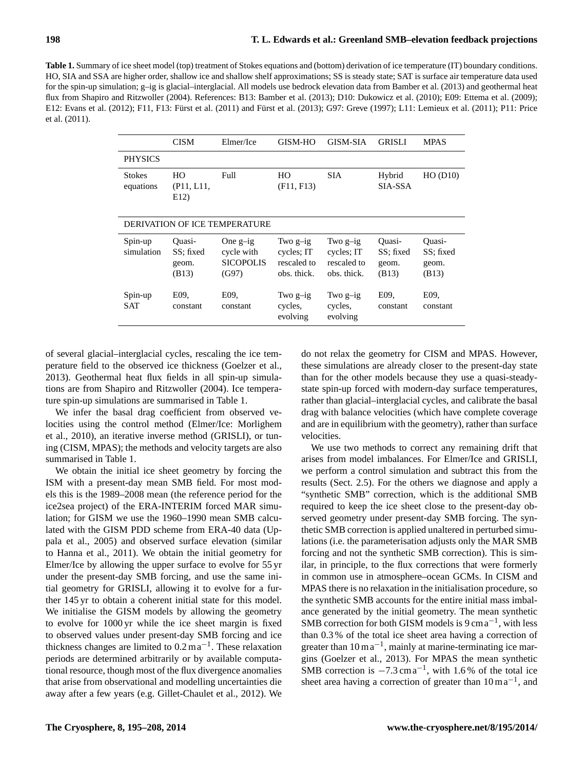**Table 1.** Summary of ice sheet model (top) treatment of Stokes equations and (bottom) derivation of ice temperature (IT) boundary conditions. HO, SIA and SSA are higher order, shallow ice and shallow shelf approximations; SS is steady state; SAT is surface air temperature data used for the spin-up simulation; g–ig is glacial–interglacial. All models use bedrock elevation data from Bamber et al. (2013) and geothermal heat flux from Shapiro and Ritzwoller (2004). References: B13: Bamber et al. (2013); D10: Dukowicz et al. (2010); E09: Ettema et al. (2009); E12: Evans et al. (2012); F11, F13: Fürst et al. (2011) and Fürst et al. (2013); G97: Greve (1997); L11: Lemieux et al. (2011); P11: Price et al. (2011).

| | CISM | Elmer/Ice | GISM-HO | GISM-SIA | GRISLI | MPAS |
|---|---|---|---|---|---|---|
| PHYSICS | | | | | | |
| Stokes equations | HO (P11, L11, E12) | Full | HO (F11, F13) | SIA | Hybrid SIA-SSA | HO (D10) |
| DERIVATION OF ICE TEMPERATURE | | | | | | |
| Spin-up simulation | Quasi-SS; fixed geom. (B13) | One g–ig cycle with SICOPOLIS (G97) | Two g–ig cycles; IT rescaled to obs. thick. | Two g–ig cycles; IT rescaled to obs. thick. | Quasi-SS; fixed geom. (B13) | Quasi-SS; fixed geom. (B13) |
| Spin-up SAT | E09, constant | E09, constant | Two g–ig cycles, evolving | Two g–ig cycles, evolving | E09, constant | E09, constant |

of several glacial–interglacial cycles, rescaling the ice temperature field to the observed ice thickness (Goelzer et al., 2013). Geothermal heat flux fields in all spin-up simulations are from Shapiro and Ritzwoller (2004). Ice temperature spin-up simulations are summarised in Table 1.

We infer the basal drag coefficient from observed velocities using the control method (Elmer/Ice: Morlighem et al., 2010), an iterative inverse method (GRISLI), or tuning (CISM, MPAS); the methods and velocity targets are also summarised in Table 1.

We obtain the initial ice sheet geometry by forcing the ISM with a present-day mean SMB field. For most models this is the 1989–2008 mean (the reference period for the ice2sea project) of the ERA-INTERIM forced MAR simulation; for GISM we use the 1960–1990 mean SMB calculated with the GISM PDD scheme from ERA-40 data (Uppala et al., 2005) and observed surface elevation (similar to Hanna et al., 2011). We obtain the initial geometry for Elmer/Ice by allowing the upper surface to evolve for 55 yr under the present-day SMB forcing, and use the same initial geometry for GRISLI, allowing it to evolve for a further 145 yr to obtain a coherent initial state for this model. We initialise the GISM models by allowing the geometry to evolve for 1000 yr while the ice sheet margin is fixed to observed values under present-day SMB forcing and ice thickness changes are limited to $0.2\,\mathrm{m\,a^{-1}}$. These relaxation periods are determined arbitrarily or by available computational resource, though most of the flux divergence anomalies that arise from observational and modelling uncertainties die away after a few years (e.g. Gillet-Chaulet et al., 2012). We do not relax the geometry for CISM and MPAS. However, these simulations are already closer to the present-day state than for the other models because they use a quasi-steady-state spin-up forced with modern-day surface temperatures, rather than glacial–interglacial cycles, and calibrate the basal drag with balance velocities (which have complete coverage and are in equilibrium with the geometry), rather than surface velocities.

We use two methods to correct any remaining drift that arises from model imbalances. For Elmer/Ice and GRISLI, we perform a control simulation and subtract this from the results (Sect. 2.5). For the others we diagnose and apply a "synthetic SMB" correction, which is the additional SMB required to keep the ice sheet close to the present-day observed geometry under present-day SMB forcing. The synthetic SMB correction is applied unaltered in perturbed simulations (i.e. the parameterisation adjusts only the MAR SMB forcing and not the synthetic SMB correction). This is similar, in principle, to the flux corrections that were formerly in common use in atmosphere–ocean GCMs. In CISM and MPAS there is no relaxation in the initialisation procedure, so the synthetic SMB accounts for the entire initial mass imbalance generated by the initial geometry. The mean synthetic SMB correction for both GISM models is $9\,\mathrm{cm\,a^{-1}}$, with less than 0.3 % of the total ice sheet area having a correction of greater than $10\,\mathrm{m\,a^{-1}}$, mainly at marine-terminating ice margins (Goelzer et al., 2013). For MPAS the mean synthetic SMB correction is $-7.3\,\mathrm{cm\,a^{-1}}$, with 1.6 % of the total ice sheet area having a correction of greater than $10\,\mathrm{m\,a^{-1}}$, and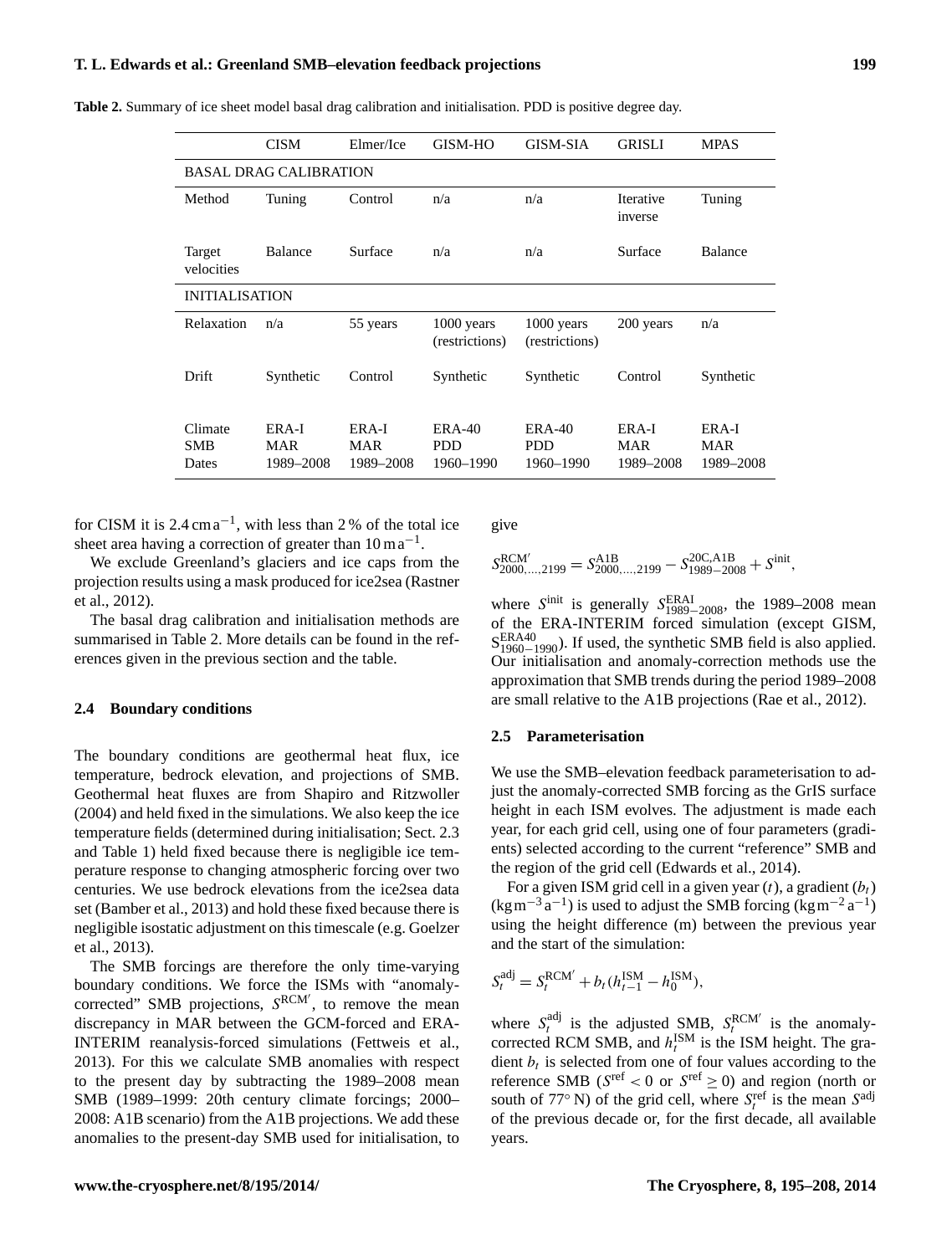**Table 2.** Summary of ice sheet model basal drag calibration and initialisation. PDD is positive degree day.

| | CISM | Elmer/Ice | GISM-HO | GISM-SIA | GRISLI | MPAS |
|---|---|---|---|---|---|---|
| BASAL DRAG CALIBRATION | | | | | | |
| Method | Tuning | Control | n/a | n/a | Iterative inverse | Tuning |
| Target velocities | Balance | Surface | n/a | n/a | Surface | Balance |
| INITIALISATION | | | | | | |
| Relaxation | n/a | 55 years | 1000 years (restrictions) | 1000 years (restrictions) | 200 years | n/a |
| Drift | Synthetic | Control | Synthetic | Synthetic | Control | Synthetic |
| Climate SMB Dates | ERA-I MAR 1989–2008 | ERA-I MAR 1989–2008 | ERA-40 PDD 1960–1990 | ERA-40 PDD 1960–1990 | ERA-I MAR 1989–2008 | ERA-I MAR 1989–2008 |

for CISM it is $2.4\,\mathrm{cm\,a^{-1}}$, with less than 2 % of the total ice sheet area having a correction of greater than $10\,\mathrm{m\,a^{-1}}$.

We exclude Greenland's glaciers and ice caps from the projection results using a mask produced for ice2sea (Rastner et al., 2012).

The basal drag calibration and initialisation methods are summarised in Table 2. More details can be found in the references given in the previous section and the table.

### 2.4 Boundary conditions

The boundary conditions are geothermal heat flux, ice temperature, bedrock elevation, and projections of SMB. Geothermal heat fluxes are from Shapiro and Ritzwoller (2004) and held fixed in the simulations. We also keep the ice temperature fields (determined during initialisation; Sect. 2.3 and Table 1) held fixed because there is negligible ice temperature response to changing atmospheric forcing over two centuries. We use bedrock elevations from the ice2sea data set (Bamber et al., 2013) and hold these fixed because there is negligible isostatic adjustment on this timescale (e.g. Goelzer et al., 2013).

The SMB forcings are therefore the only time-varying boundary conditions. We force the ISMs with "anomaly-corrected" SMB projections, $S^{\mathrm{RCM}'}$, to remove the mean discrepancy in MAR between the GCM-forced and ERA-INTERIM reanalysis-forced simulations (Fettweis et al., 2013). For this we calculate SMB anomalies with respect to the present day by subtracting the 1989–2008 mean SMB (1989–1999: 20th century climate forcings; 2000–2008: A1B scenario) from the A1B projections. We add these anomalies to the present-day SMB used for initialisation, to give

$$S^{\mathrm{RCM}'}_{2000,\ldots,2199} = S^{\mathrm{A1B}}_{2000,\ldots,2199} - S^{\mathrm{20C,A1B}}_{1989-2008} + S^{\mathrm{init}},$$

where $S^{\mathrm{init}}$ is generally $S^{\mathrm{ERAI}}_{1989-2008}$, the 1989–2008 mean of the ERA-INTERIM forced simulation (except GISM, $S^{\mathrm{ERA40}}_{1960-1990}$). If used, the synthetic SMB field is also applied. Our initialisation and anomaly-correction methods use the approximation that SMB trends during the period 1989–2008 are small relative to the A1B projections (Rae et al., 2012).

### 2.5 Parameterisation

We use the SMB–elevation feedback parameterisation to adjust the anomaly-corrected SMB forcing as the GrIS surface height in each ISM evolves. The adjustment is made each year, for each grid cell, using one of four parameters (gradients) selected according to the current "reference" SMB and the region of the grid cell (Edwards et al., 2014).

For a given ISM grid cell in a given year ($t$), a gradient ($b_t$) ($\mathrm{kg\,m^{-3}\,a^{-1}}$) is used to adjust the SMB forcing ($\mathrm{kg\,m^{-2}\,a^{-1}}$) using the height difference (m) between the previous year and the start of the simulation:

$$S^{\mathrm{adj}}_t = S^{\mathrm{RCM}'}_t + b_t(h^{\mathrm{ISM}}_{t-1} - h^{\mathrm{ISM}}_0),$$

where $S^{\mathrm{adj}}_t$ is the adjusted SMB, $S^{\mathrm{RCM}'}_t$ is the anomaly-corrected RCM SMB, and $h^{\mathrm{ISM}}_t$ is the ISM height. The gradient $b_t$ is selected from one of four values according to the reference SMB ($S^{\mathrm{ref}} < 0$ or $S^{\mathrm{ref}} \geq 0$) and region (north or south of 77° N) of the grid cell, where $S^{\mathrm{ref}}_t$ is the mean $S^{\mathrm{adj}}$ of the previous decade or, for the first decade, all available years.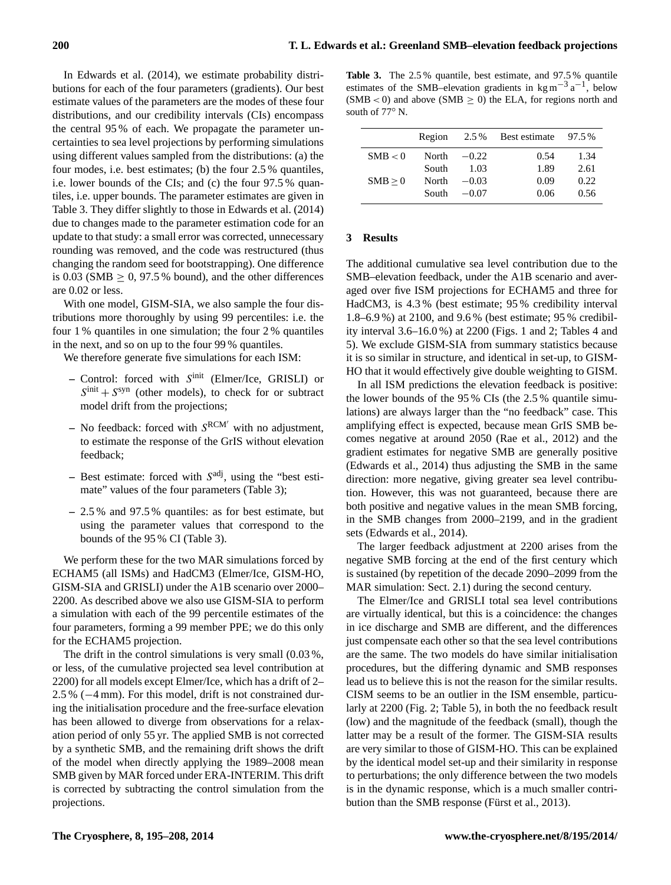In Edwards et al. (2014), we estimate probability distributions for each of the four parameters (gradients). Our best estimate values of the parameters are the modes of these four distributions, and our credibility intervals (CIs) encompass the central 95 % of each. We propagate the parameter uncertainties to sea level projections by performing simulations using different values sampled from the distributions: (a) the four modes, i.e. best estimates; (b) the four 2.5 % quantiles, i.e. lower bounds of the CIs; and (c) the four 97.5 % quantiles, i.e. upper bounds. The parameter estimates are given in Table 3. They differ slightly to those in Edwards et al. (2014) due to changes made to the parameter estimation code for an update to that study: a small error was corrected, unnecessary rounding was removed, and the code was restructured (thus changing the random seed for bootstrapping). One difference is 0.03 (SMB $\geq$ 0, 97.5 % bound), and the other differences are 0.02 or less.

With one model, GISM-SIA, we also sample the four distributions more thoroughly by using 99 percentiles: i.e. the four 1 % quantiles in one simulation; the four 2 % quantiles in the next, and so on up to the four 99 % quantiles.

We therefore generate five simulations for each ISM:

- Control: forced with $S^{\text{init}}$ (Elmer/Ice, GRISLI) or $S^{\text{init}} + S^{\text{syn}}$ (other models), to check for or subtract model drift from the projections;
- No feedback: forced with $S^{\text{RCM}'}$ with no adjustment, to estimate the response of the GrIS without elevation feedback;
- Best estimate: forced with $S^{\text{adj}}$, using the "best estimate" values of the four parameters (Table 3);
- 2.5 % and 97.5 % quantiles: as for best estimate, but using the parameter values that correspond to the bounds of the 95 % CI (Table 3).

We perform these for the two MAR simulations forced by ECHAM5 (all ISMs) and HadCM3 (Elmer/Ice, GISM-HO, GISM-SIA and GRISLI) under the A1B scenario over 2000–2200. As described above we also use GISM-SIA to perform a simulation with each of the 99 percentile estimates of the four parameters, forming a 99 member PPE; we do this only for the ECHAM5 projection.

The drift in the control simulations is very small (0.03 %, or less, of the cumulative projected sea level contribution at 2200) for all models except Elmer/Ice, which has a drift of 2–2.5 % (−4 mm). For this model, drift is not constrained during the initialisation procedure and the free-surface elevation has been allowed to diverge from observations for a relaxation period of only 55 yr. The applied SMB is not corrected by a synthetic SMB, and the remaining drift shows the drift of the model when directly applying the 1989–2008 mean SMB given by MAR forced under ERA-INTERIM. This drift is corrected by subtracting the control simulation from the projections.

**Table 3.** The 2.5 % quantile, best estimate, and 97.5 % quantile estimates of the SMB–elevation gradients in $\text{kg}\,\text{m}^{-3}\,\text{a}^{-1}$, below (SMB < 0) and above (SMB $\geq$ 0) the ELA, for regions north and south of 77° N.

| | Region | 2.5 % | Best estimate | 97.5 % |
|---|---|---|---|---|
| SMB < 0 | North | −0.22 | 0.54 | 1.34 |
| | South | 1.03 | 1.89 | 2.61 |
| SMB $\geq$ 0 | North | −0.03 | 0.09 | 0.22 |
| | South | −0.07 | 0.06 | 0.56 |

## 3 Results

The additional cumulative sea level contribution due to the SMB–elevation feedback, under the A1B scenario and averaged over five ISM projections for ECHAM5 and three for HadCM3, is 4.3 % (best estimate; 95 % credibility interval 1.8–6.9 %) at 2100, and 9.6 % (best estimate; 95 % credibility interval 3.6–16.0 %) at 2200 (Figs. 1 and 2; Tables 4 and 5). We exclude GISM-SIA from summary statistics because it is so similar in structure, and identical in set-up, to GISM-HO that it would effectively give double weighting to GISM.

In all ISM predictions the elevation feedback is positive: the lower bounds of the 95 % CIs (the 2.5 % quantile simulations) are always larger than the "no feedback" case. This amplifying effect is expected, because mean GrIS SMB becomes negative at around 2050 (Rae et al., 2012) and the gradient estimates for negative SMB are generally positive (Edwards et al., 2014) thus adjusting the SMB in the same direction: more negative, giving greater sea level contribution. However, this was not guaranteed, because there are both positive and negative values in the mean SMB forcing, in the SMB changes from 2000–2199, and in the gradient sets (Edwards et al., 2014).

The larger feedback adjustment at 2200 arises from the negative SMB forcing at the end of the first century which is sustained (by repetition of the decade 2090–2099 from the MAR simulation: Sect. 2.1) during the second century.

The Elmer/Ice and GRISLI total sea level contributions are virtually identical, but this is a coincidence: the changes in ice discharge and SMB are different, and the differences just compensate each other so that the sea level contributions are the same. The two models do have similar initialisation procedures, but the differing dynamic and SMB responses lead us to believe this is not the reason for the similar results. CISM seems to be an outlier in the ISM ensemble, particularly at 2200 (Fig. 2; Table 5), in both the no feedback result (low) and the magnitude of the feedback (small), though the latter may be a result of the former. The GISM-SIA results are very similar to those of GISM-HO. This can be explained by the identical model set-up and their similarity in response to perturbations; the only difference between the two models is in the dynamic response, which is a much smaller contribution than the SMB response (Fürst et al., 2013).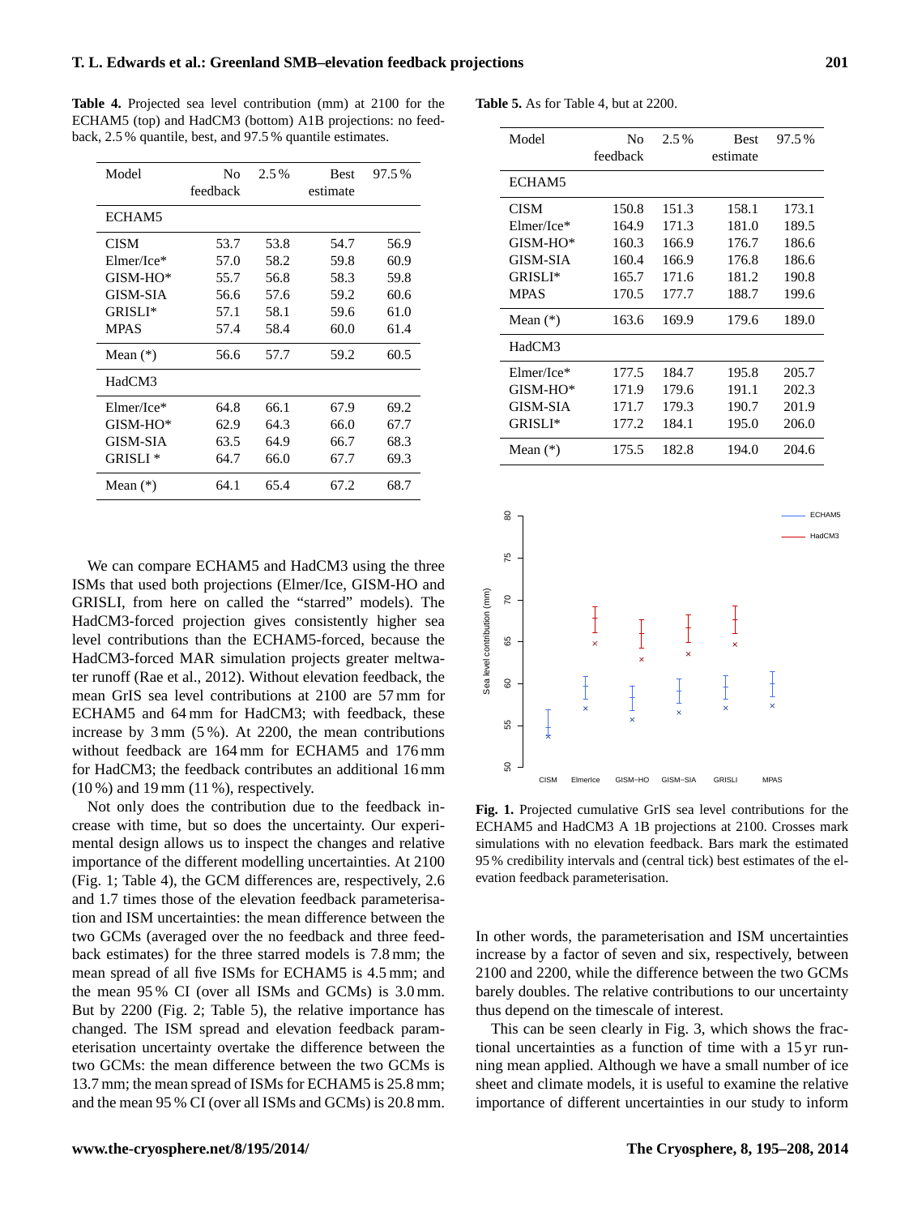**Table 4.** Projected sea level contribution (mm) at 2100 for the ECHAM5 (top) and HadCM3 (bottom) A1B projections: no feedback, 2.5 % quantile, best, and 97.5 % quantile estimates.

| Model | No feedback | 2.5 % | Best estimate | 97.5 % |
|---|---|---|---|---|
| ECHAM5 | | | | |
| CISM | 53.7 | 53.8 | 54.7 | 56.9 |
| Elmer/Ice* | 57.0 | 58.2 | 59.8 | 60.9 |
| GISM-HO* | 55.7 | 56.8 | 58.3 | 59.8 |
| GISM-SIA | 56.6 | 57.6 | 59.2 | 60.6 |
| GRISLI* | 57.1 | 58.1 | 59.6 | 61.0 |
| MPAS | 57.4 | 58.4 | 60.0 | 61.4 |
| Mean (*) | 56.6 | 57.7 | 59.2 | 60.5 |
| HadCM3 | | | | |
| Elmer/Ice* | 64.8 | 66.1 | 67.9 | 69.2 |
| GISM-HO* | 62.9 | 64.3 | 66.0 | 67.7 |
| GISM-SIA | 63.5 | 64.9 | 66.7 | 68.3 |
| GRISLI * | 64.7 | 66.0 | 67.7 | 69.3 |
| Mean (*) | 64.1 | 65.4 | 67.2 | 68.7 |

**Table 5.** As for Table 4, but at 2200.

| Model | No feedback | 2.5 % | Best estimate | 97.5 % |
|---|---|---|---|---|
| ECHAM5 | | | | |
| CISM | 150.8 | 151.3 | 158.1 | 173.1 |
| Elmer/Ice* | 164.9 | 171.3 | 181.0 | 189.5 |
| GISM-HO* | 160.3 | 166.9 | 176.7 | 186.6 |
| GISM-SIA | 160.4 | 166.9 | 176.8 | 186.6 |
| GRISLI* | 165.7 | 171.6 | 181.2 | 190.8 |
| MPAS | 170.5 | 177.7 | 188.7 | 199.6 |
| Mean (*) | 163.6 | 169.9 | 179.6 | 189.0 |
| HadCM3 | | | | |
| Elmer/Ice* | 177.5 | 184.7 | 195.8 | 205.7 |
| GISM-HO* | 171.9 | 179.6 | 191.1 | 202.3 |
| GISM-SIA | 171.7 | 179.3 | 190.7 | 201.9 |
| GRISLI* | 177.2 | 184.1 | 195.0 | 206.0 |
| Mean (*) | 175.5 | 182.8 | 194.0 | 204.6 |

We can compare ECHAM5 and HadCM3 using the three ISMs that used both projections (Elmer/Ice, GISM-HO and GRISLI, from here on called the "starred" models). The HadCM3-forced projection gives consistently higher sea level contributions than the ECHAM5-forced, because the HadCM3-forced MAR simulation projects greater meltwater runoff (Rae et al., 2012). Without elevation feedback, the mean GrIS sea level contributions at 2100 are 57 mm for ECHAM5 and 64 mm for HadCM3; with feedback, these increase by 3 mm (5 %). At 2200, the mean contributions without feedback are 164 mm for ECHAM5 and 176 mm for HadCM3; the feedback contributes an additional 16 mm (10 %) and 19 mm (11 %), respectively.

Not only does the contribution due to the feedback increase with time, but so does the uncertainty. Our experimental design allows us to inspect the changes and relative importance of the different modelling uncertainties. At 2100 (Fig. 1; Table 4), the GCM differences are, respectively, 2.6 and 1.7 times those of the elevation feedback parameterisation and ISM uncertainties: the mean difference between the two GCMs (averaged over the no feedback and three feedback estimates) for the three starred models is 7.8 mm; the mean spread of all five ISMs for ECHAM5 is 4.5 mm; and the mean 95 % CI (over all ISMs and GCMs) is 3.0 mm. But by 2200 (Fig. 2; Table 5), the relative importance has changed. The ISM spread and elevation feedback parameterisation uncertainty overtake the difference between the two GCMs: the mean difference between the two GCMs is 13.7 mm; the mean spread of ISMs for ECHAM5 is 25.8 mm; and the mean 95 % CI (over all ISMs and GCMs) is 20.8 mm.

**Fig. 1.** Projected cumulative GrIS sea level contributions for the ECHAM5 and HadCM3 A 1B projections at 2100. Crosses mark simulations with no elevation feedback. Bars mark the estimated 95 % credibility intervals and (central tick) best estimates of the elevation feedback parameterisation.

In other words, the parameterisation and ISM uncertainties increase by a factor of seven and six, respectively, between 2100 and 2200, while the difference between the two GCMs barely doubles. The relative contributions to our uncertainty thus depend on the timescale of interest.

This can be seen clearly in Fig. 3, which shows the fractional uncertainties as a function of time with a 15 yr running mean applied. Although we have a small number of ice sheet and climate models, it is useful to examine the relative importance of different uncertainties in our study to inform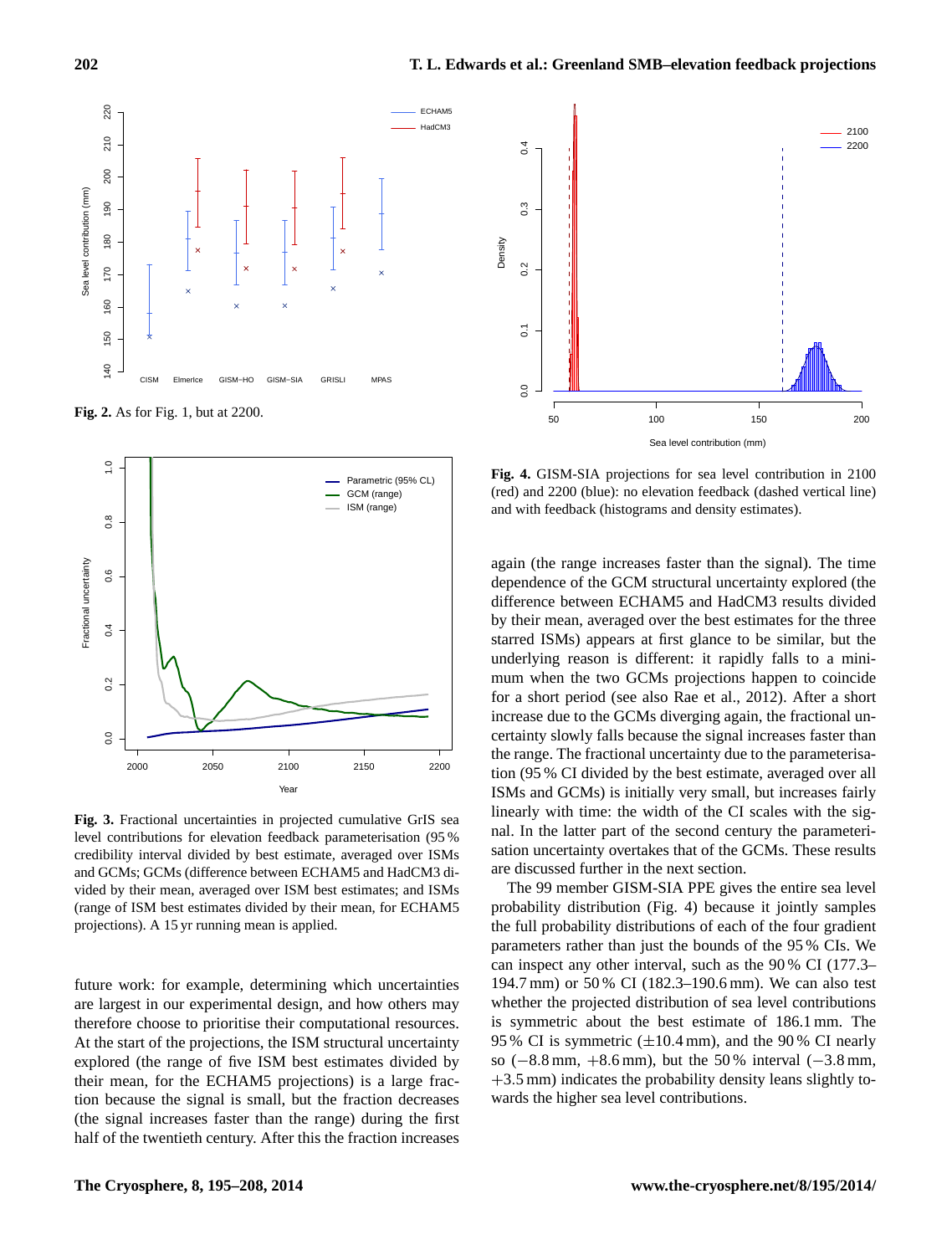**Fig. 2.** As for Fig. 1, but at 2200.

**Fig. 3.** Fractional uncertainties in projected cumulative GrIS sea level contributions for elevation feedback parameterisation (95 % credibility interval divided by best estimate, averaged over ISMs and GCMs; GCMs (difference between ECHAM5 and HadCM3 divided by their mean, averaged over ISM best estimates; and ISMs (range of ISM best estimates divided by their mean, for ECHAM5 projections). A 15 yr running mean is applied.

**Fig. 4.** GISM-SIA projections for sea level contribution in 2100 (red) and 2200 (blue): no elevation feedback (dashed vertical line) and with feedback (histograms and density estimates).

future work: for example, determining which uncertainties are largest in our experimental design, and how others may therefore choose to prioritise their computational resources. At the start of the projections, the ISM structural uncertainty explored (the range of five ISM best estimates divided by their mean, for the ECHAM5 projections) is a large fraction because the signal is small, but the fraction decreases (the signal increases faster than the range) during the first half of the twentieth century. After this the fraction increases again (the range increases faster than the signal). The time dependence of the GCM structural uncertainty explored (the difference between ECHAM5 and HadCM3 results divided by their mean, averaged over the best estimates for the three starred ISMs) appears at first glance to be similar, but the underlying reason is different: it rapidly falls to a minimum when the two GCMs projections happen to coincide for a short period (see also Rae et al., 2012). After a short increase due to the GCMs diverging again, the fractional uncertainty slowly falls because the signal increases faster than the range. The fractional uncertainty due to the parameterisation (95 % CI divided by the best estimate, averaged over all ISMs and GCMs) is initially very small, but increases fairly linearly with time: the width of the CI scales with the signal. In the latter part of the second century the parameterisation uncertainty overtakes that of the GCMs. These results are discussed further in the next section.

The 99 member GISM-SIA PPE gives the entire sea level probability distribution (Fig. 4) because it jointly samples the full probability distributions of each of the four gradient parameters rather than just the bounds of the 95 % CIs. We can inspect any other interval, such as the 90 % CI (177.3–194.7 mm) or 50 % CI (182.3–190.6 mm). We can also test whether the projected distribution of sea level contributions is symmetric about the best estimate of 186.1 mm. The 95 % CI is symmetric ($\pm$10.4 mm), and the 90 % CI nearly so ($-$8.8 mm, $+$8.6 mm), but the 50 % interval ($-$3.8 mm, $+$3.5 mm) indicates the probability density leans slightly towards the higher sea level contributions.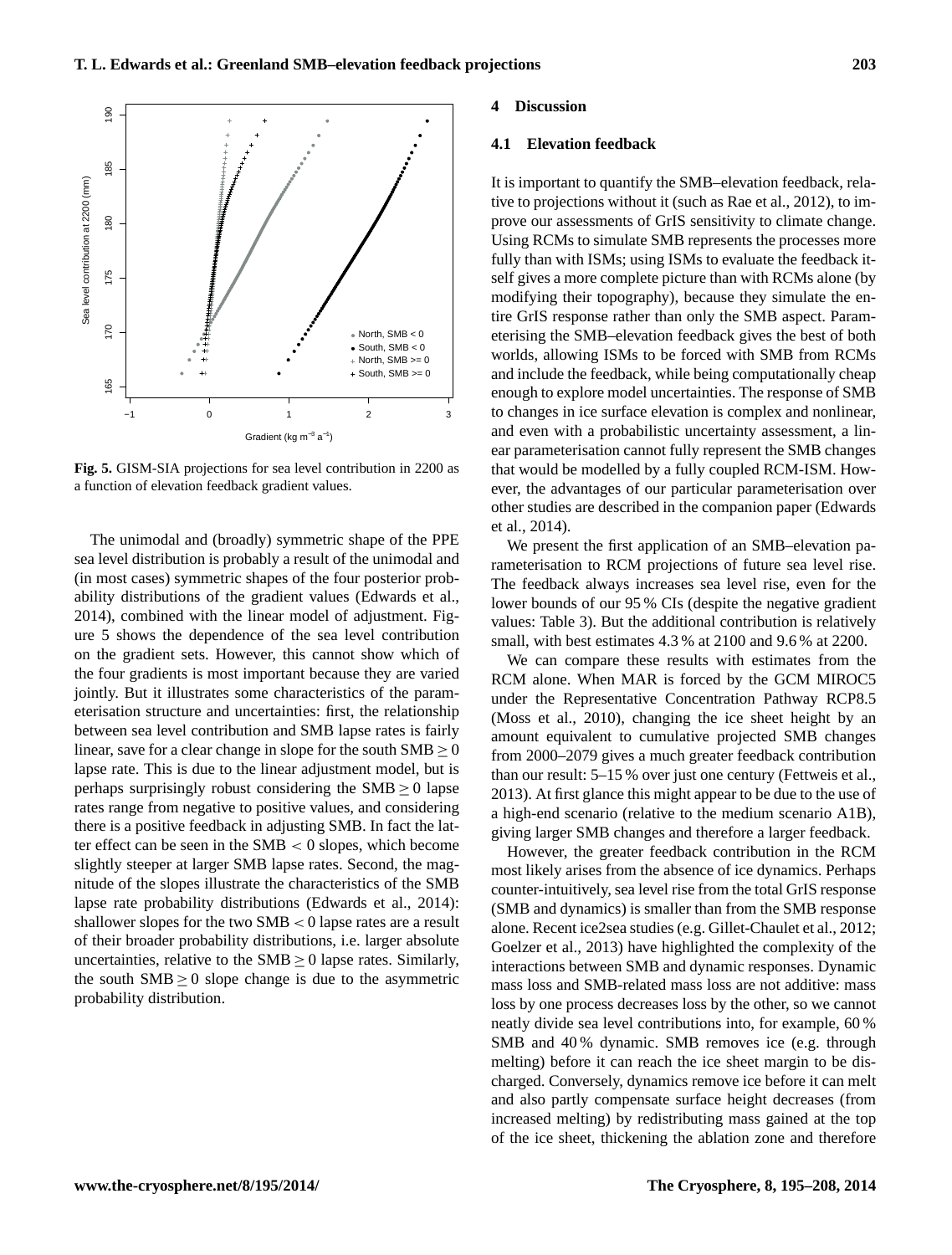**Fig. 5.** GISM-SIA projections for sea level contribution in 2200 as a function of elevation feedback gradient values.

The unimodal and (broadly) symmetric shape of the PPE sea level distribution is probably a result of the unimodal and (in most cases) symmetric shapes of the four posterior probability distributions of the gradient values (Edwards et al., 2014), combined with the linear model of adjustment. Figure 5 shows the dependence of the sea level contribution on the gradient sets. However, this cannot show which of the four gradients is most important because they are varied jointly. But it illustrates some characteristics of the parameterisation structure and uncertainties: first, the relationship between sea level contribution and SMB lapse rates is fairly linear, save for a clear change in slope for the south $\mathrm{SMB} \geq 0$ lapse rate. This is due to the linear adjustment model, but is perhaps surprisingly robust considering the $\mathrm{SMB} \geq 0$ lapse rates range from negative to positive values, and considering there is a positive feedback in adjusting SMB. In fact the latter effect can be seen in the $\mathrm{SMB} < 0$ slopes, which become slightly steeper at larger SMB lapse rates. Second, the magnitude of the slopes illustrate the characteristics of the SMB lapse rate probability distributions (Edwards et al., 2014): shallower slopes for the two $\mathrm{SMB} < 0$ lapse rates are a result of their broader probability distributions, i.e. larger absolute uncertainties, relative to the $\mathrm{SMB} \geq 0$ lapse rates. Similarly, the south $\mathrm{SMB} \geq 0$ slope change is due to the asymmetric probability distribution.

## 4 Discussion

### 4.1 Elevation feedback

It is important to quantify the SMB–elevation feedback, relative to projections without it (such as Rae et al., 2012), to improve our assessments of GrIS sensitivity to climate change. Using RCMs to simulate SMB represents the processes more fully than with ISMs; using ISMs to evaluate the feedback itself gives a more complete picture than with RCMs alone (by modifying their topography), because they simulate the entire GrIS response rather than only the SMB aspect. Parameterising the SMB–elevation feedback gives the best of both worlds, allowing ISMs to be forced with SMB from RCMs and include the feedback, while being computationally cheap enough to explore model uncertainties. The response of SMB to changes in ice surface elevation is complex and nonlinear, and even with a probabilistic uncertainty assessment, a linear parameterisation cannot fully represent the SMB changes that would be modelled by a fully coupled RCM-ISM. However, the advantages of our particular parameterisation over other studies are described in the companion paper (Edwards et al., 2014).

We present the first application of an SMB–elevation parameterisation to RCM projections of future sea level rise. The feedback always increases sea level rise, even for the lower bounds of our 95 % CIs (despite the negative gradient values: Table 3). But the additional contribution is relatively small, with best estimates 4.3 % at 2100 and 9.6 % at 2200.

We can compare these results with estimates from the RCM alone. When MAR is forced by the GCM MIROC5 under the Representative Concentration Pathway RCP8.5 (Moss et al., 2010), changing the ice sheet height by an amount equivalent to cumulative projected SMB changes from 2000–2079 gives a much greater feedback contribution than our result: 5–15 % over just one century (Fettweis et al., 2013). At first glance this might appear to be due to the use of a high-end scenario (relative to the medium scenario A1B), giving larger SMB changes and therefore a larger feedback.

However, the greater feedback contribution in the RCM most likely arises from the absence of ice dynamics. Perhaps counter-intuitively, sea level rise from the total GrIS response (SMB and dynamics) is smaller than from the SMB response alone. Recent ice2sea studies (e.g. Gillet-Chaulet et al., 2012; Goelzer et al., 2013) have highlighted the complexity of the interactions between SMB and dynamic responses. Dynamic mass loss and SMB-related mass loss are not additive: mass loss by one process decreases loss by the other, so we cannot neatly divide sea level contributions into, for example, 60 % SMB and 40 % dynamic. SMB removes ice (e.g. through melting) before it can reach the ice sheet margin to be discharged. Conversely, dynamics remove ice before it can melt and also partly compensate surface height decreases (from increased melting) by redistributing mass gained at the top of the ice sheet, thickening the ablation zone and therefore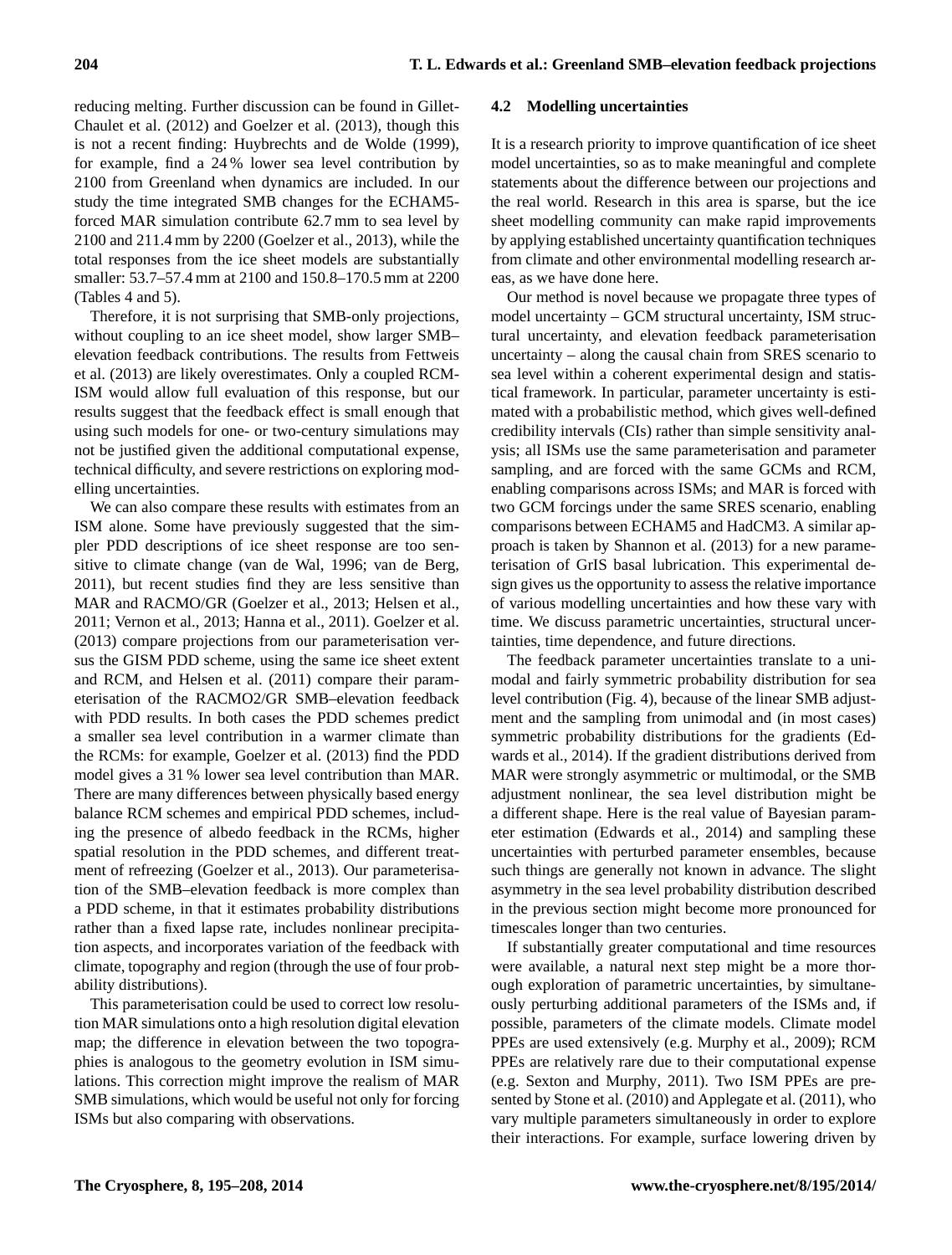reducing melting. Further discussion can be found in Gillet-Chaulet et al. (2012) and Goelzer et al. (2013), though this is not a recent finding: Huybrechts and de Wolde (1999), for example, find a 24 % lower sea level contribution by 2100 from Greenland when dynamics are included. In our study the time integrated SMB changes for the ECHAM5-forced MAR simulation contribute 62.7 mm to sea level by 2100 and 211.4 mm by 2200 (Goelzer et al., 2013), while the total responses from the ice sheet models are substantially smaller: 53.7–57.4 mm at 2100 and 150.8–170.5 mm at 2200 (Tables 4 and 5).

Therefore, it is not surprising that SMB-only projections, without coupling to an ice sheet model, show larger SMB–elevation feedback contributions. The results from Fettweis et al. (2013) are likely overestimates. Only a coupled RCM-ISM would allow full evaluation of this response, but our results suggest that the feedback effect is small enough that using such models for one- or two-century simulations may not be justified given the additional computational expense, technical difficulty, and severe restrictions on exploring modelling uncertainties.

We can also compare these results with estimates from an ISM alone. Some have previously suggested that the simpler PDD descriptions of ice sheet response are too sensitive to climate change (van de Wal, 1996; van de Berg, 2011), but recent studies find they are less sensitive than MAR and RACMO/GR (Goelzer et al., 2013; Helsen et al., 2011; Vernon et al., 2013; Hanna et al., 2011). Goelzer et al. (2013) compare projections from our parameterisation versus the GISM PDD scheme, using the same ice sheet extent and RCM, and Helsen et al. (2011) compare their parameterisation of the RACMO2/GR SMB–elevation feedback with PDD results. In both cases the PDD schemes predict a smaller sea level contribution in a warmer climate than the RCMs: for example, Goelzer et al. (2013) find the PDD model gives a 31 % lower sea level contribution than MAR. There are many differences between physically based energy balance RCM schemes and empirical PDD schemes, including the presence of albedo feedback in the RCMs, higher spatial resolution in the PDD schemes, and different treatment of refreezing (Goelzer et al., 2013). Our parameterisation of the SMB–elevation feedback is more complex than a PDD scheme, in that it estimates probability distributions rather than a fixed lapse rate, includes nonlinear precipitation aspects, and incorporates variation of the feedback with climate, topography and region (through the use of four probability distributions).

This parameterisation could be used to correct low resolution MAR simulations onto a high resolution digital elevation map; the difference in elevation between the two topographies is analogous to the geometry evolution in ISM simulations. This correction might improve the realism of MAR SMB simulations, which would be useful not only for forcing ISMs but also comparing with observations.

### 4.2 Modelling uncertainties

It is a research priority to improve quantification of ice sheet model uncertainties, so as to make meaningful and complete statements about the difference between our projections and the real world. Research in this area is sparse, but the ice sheet modelling community can make rapid improvements by applying established uncertainty quantification techniques from climate and other environmental modelling research areas, as we have done here.

Our method is novel because we propagate three types of model uncertainty – GCM structural uncertainty, ISM structural uncertainty, and elevation feedback parameterisation uncertainty – along the causal chain from SRES scenario to sea level within a coherent experimental design and statistical framework. In particular, parameter uncertainty is estimated with a probabilistic method, which gives well-defined credibility intervals (CIs) rather than simple sensitivity analysis; all ISMs use the same parameterisation and parameter sampling, and are forced with the same GCMs and RCM, enabling comparisons across ISMs; and MAR is forced with two GCM forcings under the same SRES scenario, enabling comparisons between ECHAM5 and HadCM3. A similar approach is taken by Shannon et al. (2013) for a new parameterisation of GrIS basal lubrication. This experimental design gives us the opportunity to assess the relative importance of various modelling uncertainties and how these vary with time. We discuss parametric uncertainties, structural uncertainties, time dependence, and future directions.

The feedback parameter uncertainties translate to a unimodal and fairly symmetric probability distribution for sea level contribution (Fig. 4), because of the linear SMB adjustment and the sampling from unimodal and (in most cases) symmetric probability distributions for the gradients (Edwards et al., 2014). If the gradient distributions derived from MAR were strongly asymmetric or multimodal, or the SMB adjustment nonlinear, the sea level distribution might be a different shape. Here is the real value of Bayesian parameter estimation (Edwards et al., 2014) and sampling these uncertainties with perturbed parameter ensembles, because such things are generally not known in advance. The slight asymmetry in the sea level probability distribution described in the previous section might become more pronounced for timescales longer than two centuries.

If substantially greater computational and time resources were available, a natural next step might be a more thorough exploration of parametric uncertainties, by simultaneously perturbing additional parameters of the ISMs and, if possible, parameters of the climate models. Climate model PPEs are used extensively (e.g. Murphy et al., 2009); RCM PPEs are relatively rare due to their computational expense (e.g. Sexton and Murphy, 2011). Two ISM PPEs are presented by Stone et al. (2010) and Applegate et al. (2011), who vary multiple parameters simultaneously in order to explore their interactions. For example, surface lowering driven by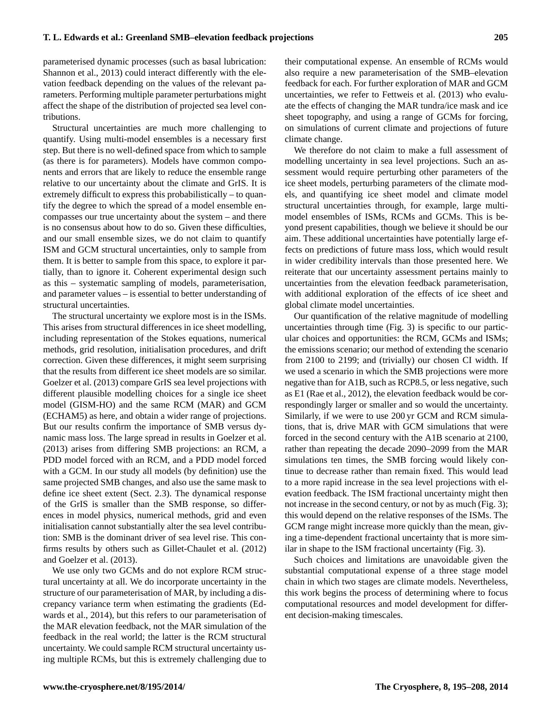parameterised dynamic processes (such as basal lubrication: Shannon et al., 2013) could interact differently with the elevation feedback depending on the values of the relevant parameters. Performing multiple parameter perturbations might affect the shape of the distribution of projected sea level contributions.

Structural uncertainties are much more challenging to quantify. Using multi-model ensembles is a necessary first step. But there is no well-defined space from which to sample (as there is for parameters). Models have common components and errors that are likely to reduce the ensemble range relative to our uncertainty about the climate and GrIS. It is extremely difficult to express this probabilistically – to quantify the degree to which the spread of a model ensemble encompasses our true uncertainty about the system – and there is no consensus about how to do so. Given these difficulties, and our small ensemble sizes, we do not claim to quantify ISM and GCM structural uncertainties, only to sample from them. It is better to sample from this space, to explore it partially, than to ignore it. Coherent experimental design such as this – systematic sampling of models, parameterisation, and parameter values – is essential to better understanding of structural uncertainties.

The structural uncertainty we explore most is in the ISMs. This arises from structural differences in ice sheet modelling, including representation of the Stokes equations, numerical methods, grid resolution, initialisation procedures, and drift correction. Given these differences, it might seem surprising that the results from different ice sheet models are so similar. Goelzer et al. (2013) compare GrIS sea level projections with different plausible modelling choices for a single ice sheet model (GISM-HO) and the same RCM (MAR) and GCM (ECHAM5) as here, and obtain a wider range of projections. But our results confirm the importance of SMB versus dynamic mass loss. The large spread in results in Goelzer et al. (2013) arises from differing SMB projections: an RCM, a PDD model forced with an RCM, and a PDD model forced with a GCM. In our study all models (by definition) use the same projected SMB changes, and also use the same mask to define ice sheet extent (Sect. 2.3). The dynamical response of the GrIS is smaller than the SMB response, so differences in model physics, numerical methods, grid and even initialisation cannot substantially alter the sea level contribution: SMB is the dominant driver of sea level rise. This confirms results by others such as Gillet-Chaulet et al. (2012) and Goelzer et al. (2013).

We use only two GCMs and do not explore RCM structural uncertainty at all. We do incorporate uncertainty in the structure of our parameterisation of MAR, by including a discrepancy variance term when estimating the gradients (Edwards et al., 2014), but this refers to our parameterisation of the MAR elevation feedback, not the MAR simulation of the feedback in the real world; the latter is the RCM structural uncertainty. We could sample RCM structural uncertainty using multiple RCMs, but this is extremely challenging due to their computational expense. An ensemble of RCMs would also require a new parameterisation of the SMB–elevation feedback for each. For further exploration of MAR and GCM uncertainties, we refer to Fettweis et al. (2013) who evaluate the effects of changing the MAR tundra/ice mask and ice sheet topography, and using a range of GCMs for forcing, on simulations of current climate and projections of future climate change.

We therefore do not claim to make a full assessment of modelling uncertainty in sea level projections. Such an assessment would require perturbing other parameters of the ice sheet models, perturbing parameters of the climate models, and quantifying ice sheet model and climate model structural uncertainties through, for example, large multi-model ensembles of ISMs, RCMs and GCMs. This is beyond present capabilities, though we believe it should be our aim. These additional uncertainties have potentially large effects on predictions of future mass loss, which would result in wider credibility intervals than those presented here. We reiterate that our uncertainty assessment pertains mainly to uncertainties from the elevation feedback parameterisation, with additional exploration of the effects of ice sheet and global climate model uncertainties.

Our quantification of the relative magnitude of modelling uncertainties through time (Fig. 3) is specific to our particular choices and opportunities: the RCM, GCMs and ISMs; the emissions scenario; our method of extending the scenario from 2100 to 2199; and (trivially) our chosen CI width. If we used a scenario in which the SMB projections were more negative than for A1B, such as RCP8.5, or less negative, such as E1 (Rae et al., 2012), the elevation feedback would be correspondingly larger or smaller and so would the uncertainty. Similarly, if we were to use 200 yr GCM and RCM simulations, that is, drive MAR with GCM simulations that were forced in the second century with the A1B scenario at 2100, rather than repeating the decade 2090–2099 from the MAR simulations ten times, the SMB forcing would likely continue to decrease rather than remain fixed. This would lead to a more rapid increase in the sea level projections with elevation feedback. The ISM fractional uncertainty might then not increase in the second century, or not by as much (Fig. 3); this would depend on the relative responses of the ISMs. The GCM range might increase more quickly than the mean, giving a time-dependent fractional uncertainty that is more similar in shape to the ISM fractional uncertainty (Fig. 3).

Such choices and limitations are unavoidable given the substantial computational expense of a three stage model chain in which two stages are climate models. Nevertheless, this work begins the process of determining where to focus computational resources and model development for different decision-making timescales.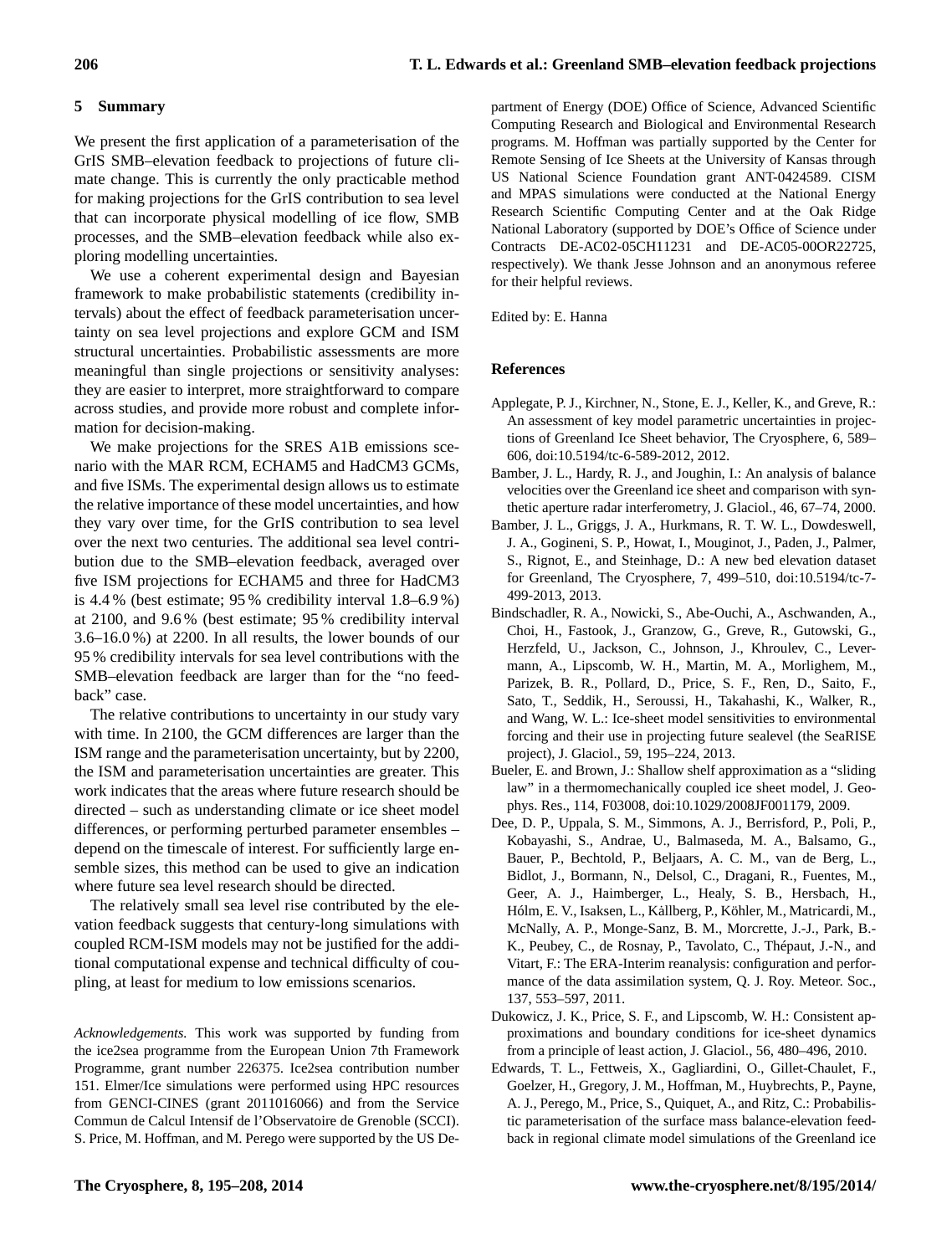## 5 Summary

We present the first application of a parameterisation of the GrIS SMB–elevation feedback to projections of future climate change. This is currently the only practicable method for making projections for the GrIS contribution to sea level that can incorporate physical modelling of ice flow, SMB processes, and the SMB–elevation feedback while also exploring modelling uncertainties.

We use a coherent experimental design and Bayesian framework to make probabilistic statements (credibility intervals) about the effect of feedback parameterisation uncertainty on sea level projections and explore GCM and ISM structural uncertainties. Probabilistic assessments are more meaningful than single projections or sensitivity analyses: they are easier to interpret, more straightforward to compare across studies, and provide more robust and complete information for decision-making.

We make projections for the SRES A1B emissions scenario with the MAR RCM, ECHAM5 and HadCM3 GCMs, and five ISMs. The experimental design allows us to estimate the relative importance of these model uncertainties, and how they vary over time, for the GrIS contribution to sea level over the next two centuries. The additional sea level contribution due to the SMB–elevation feedback, averaged over five ISM projections for ECHAM5 and three for HadCM3 is 4.4 % (best estimate; 95 % credibility interval 1.8–6.9 %) at 2100, and 9.6 % (best estimate; 95 % credibility interval 3.6–16.0 %) at 2200. In all results, the lower bounds of our 95 % credibility intervals for sea level contributions with the SMB–elevation feedback are larger than for the "no feedback" case.

The relative contributions to uncertainty in our study vary with time. In 2100, the GCM differences are larger than the ISM range and the parameterisation uncertainty, but by 2200, the ISM and parameterisation uncertainties are greater. This work indicates that the areas where future research should be directed – such as understanding climate or ice sheet model differences, or performing perturbed parameter ensembles – depend on the timescale of interest. For sufficiently large ensemble sizes, this method can be used to give an indication where future sea level research should be directed.

The relatively small sea level rise contributed by the elevation feedback suggests that century-long simulations with coupled RCM-ISM models may not be justified for the additional computational expense and technical difficulty of coupling, at least for medium to low emissions scenarios.

*Acknowledgements.* This work was supported by funding from the ice2sea programme from the European Union 7th Framework Programme, grant number 226375. Ice2sea contribution number 151. Elmer/Ice simulations were performed using HPC resources from GENCI-CINES (grant 2011016066) and from the Service Commun de Calcul Intensif de l'Observatoire de Grenoble (SCCI). S. Price, M. Hoffman, and M. Perego were supported by the US Department of Energy (DOE) Office of Science, Advanced Scientific Computing Research and Biological and Environmental Research programs. M. Hoffman was partially supported by the Center for Remote Sensing of Ice Sheets at the University of Kansas through US National Science Foundation grant ANT-0424589. CISM and MPAS simulations were conducted at the National Energy Research Scientific Computing Center and at the Oak Ridge National Laboratory (supported by DOE's Office of Science under Contracts DE-AC02-05CH11231 and DE-AC05-00OR22725, respectively). We thank Jesse Johnson and an anonymous referee for their helpful reviews.

Edited by: E. Hanna

## References

Applegate, P. J., Kirchner, N., Stone, E. J., Keller, K., and Greve, R.: An assessment of key model parametric uncertainties in projections of Greenland Ice Sheet behavior, The Cryosphere, 6, 589–606, doi:10.5194/tc-6-589-2012, 2012.

Bamber, J. L., Hardy, R. J., and Joughin, I.: An analysis of balance velocities over the Greenland ice sheet and comparison with synthetic aperture radar interferometry, J. Glaciol., 46, 67–74, 2000.

Bamber, J. L., Griggs, J. A., Hurkmans, R. T. W. L., Dowdeswell, J. A., Gogineni, S. P., Howat, I., Mouginot, J., Paden, J., Palmer, S., Rignot, E., and Steinhage, D.: A new bed elevation dataset for Greenland, The Cryosphere, 7, 499–510, doi:10.5194/tc-7-499-2013, 2013.

Bindschadler, R. A., Nowicki, S., Abe-Ouchi, A., Aschwanden, A., Choi, H., Fastook, J., Granzow, G., Greve, R., Gutowski, G., Herzfeld, U., Jackson, C., Johnson, J., Khroulev, C., Levermann, A., Lipscomb, W. H., Martin, M. A., Morlighem, M., Parizek, B. R., Pollard, D., Price, S. F., Ren, D., Saito, F., Sato, T., Seddik, H., Seroussi, H., Takahashi, K., Walker, R., and Wang, W. L.: Ice-sheet model sensitivities to environmental forcing and their use in projecting future sealevel (the SeaRISE project), J. Glaciol., 59, 195–224, 2013.

Bueler, E. and Brown, J.: Shallow shelf approximation as a "sliding law" in a thermomechanically coupled ice sheet model, J. Geophys. Res., 114, F03008, doi:10.1029/2008JF001179, 2009.

Dee, D. P., Uppala, S. M., Simmons, A. J., Berrisford, P., Poli, P., Kobayashi, S., Andrae, U., Balmaseda, M. A., Balsamo, G., Bauer, P., Bechtold, P., Beljaars, A. C. M., van de Berg, L., Bidlot, J., Bormann, N., Delsol, C., Dragani, R., Fuentes, M., Geer, A. J., Haimberger, L., Healy, S. B., Hersbach, H., Hólm, E. V., Isaksen, L., Kållberg, P., Köhler, M., Matricardi, M., McNally, A. P., Monge-Sanz, B. M., Morcrette, J.-J., Park, B.-K., Peubey, C., de Rosnay, P., Tavolato, C., Thépaut, J.-N., and Vitart, F.: The ERA-Interim reanalysis: configuration and performance of the data assimilation system, Q. J. Roy. Meteor. Soc., 137, 553–597, 2011.

Dukowicz, J. K., Price, S. F., and Lipscomb, W. H.: Consistent approximations and boundary conditions for ice-sheet dynamics from a principle of least action, J. Glaciol., 56, 480–496, 2010.

Edwards, T. L., Fettweis, X., Gagliardini, O., Gillet-Chaulet, F., Goelzer, H., Gregory, J. M., Hoffman, M., Huybrechts, P., Payne, A. J., Perego, M., Price, S., Quiquet, A., and Ritz, C.: Probabilistic parameterisation of the surface mass balance-elevation feedback in regional climate model simulations of the Greenland ice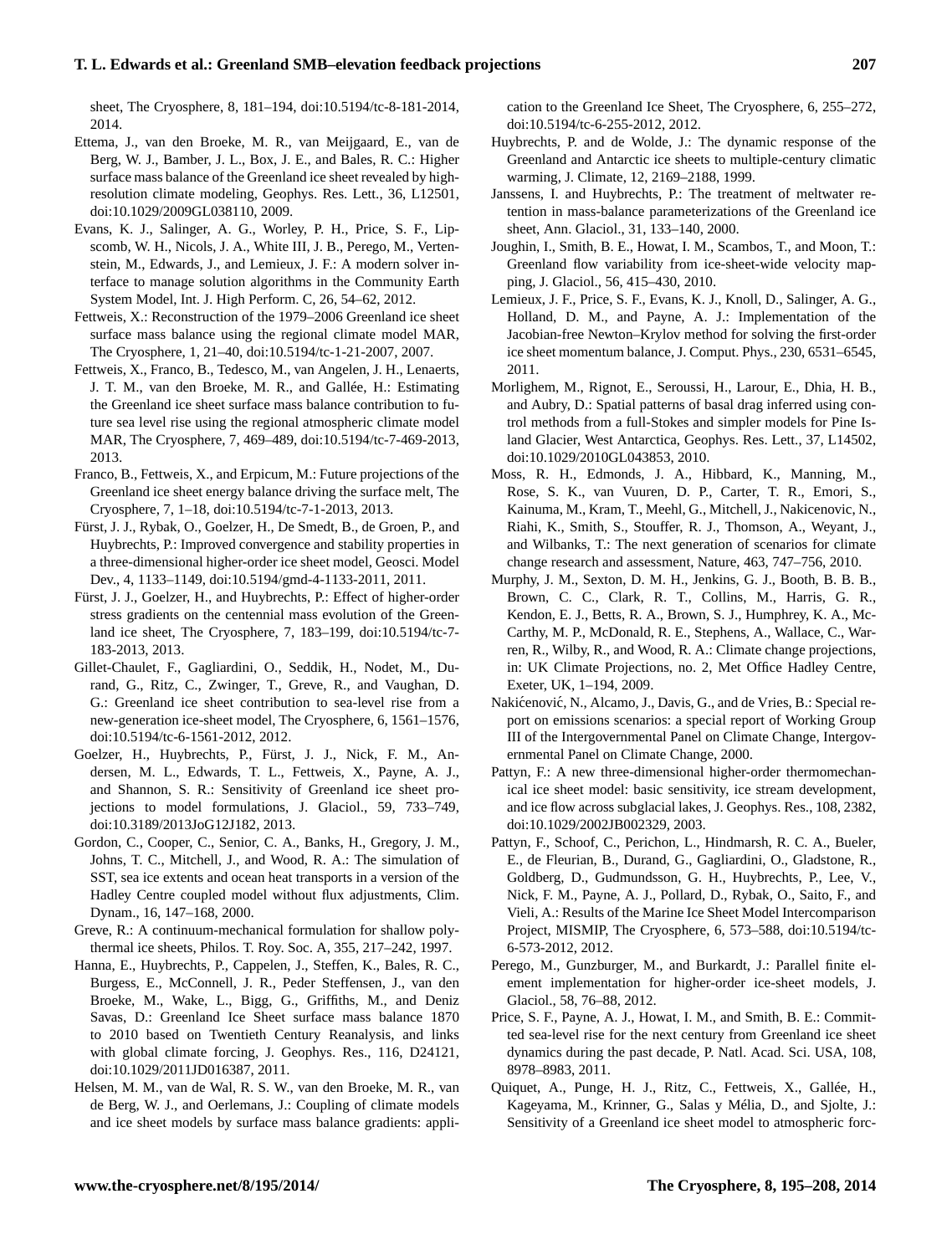sheet, The Cryosphere, 8, 181–194, doi:10.5194/tc-8-181-2014, 2014.

Ettema, J., van den Broeke, M. R., van Meijgaard, E., van de Berg, W. J., Bamber, J. L., Box, J. E., and Bales, R. C.: Higher surface mass balance of the Greenland ice sheet revealed by high-resolution climate modeling, Geophys. Res. Lett., 36, L12501, doi:10.1029/2009GL038110, 2009.

Evans, K. J., Salinger, A. G., Worley, P. H., Price, S. F., Lipscomb, W. H., Nicols, J. A., White III, J. B., Perego, M., Vertenstein, M., Edwards, J., and Lemieux, J. F.: A modern solver interface to manage solution algorithms in the Community Earth System Model, Int. J. High Perform. C, 26, 54–62, 2012.

Fettweis, X.: Reconstruction of the 1979–2006 Greenland ice sheet surface mass balance using the regional climate model MAR, The Cryosphere, 1, 21–40, doi:10.5194/tc-1-21-2007, 2007.

Fettweis, X., Franco, B., Tedesco, M., van Angelen, J. H., Lenaerts, J. T. M., van den Broeke, M. R., and Gallée, H.: Estimating the Greenland ice sheet surface mass balance contribution to future sea level rise using the regional atmospheric climate model MAR, The Cryosphere, 7, 469–489, doi:10.5194/tc-7-469-2013, 2013.

Franco, B., Fettweis, X., and Erpicum, M.: Future projections of the Greenland ice sheet energy balance driving the surface melt, The Cryosphere, 7, 1–18, doi:10.5194/tc-7-1-2013, 2013.

Fürst, J. J., Rybak, O., Goelzer, H., De Smedt, B., de Groen, P., and Huybrechts, P.: Improved convergence and stability properties in a three-dimensional higher-order ice sheet model, Geosci. Model Dev., 4, 1133–1149, doi:10.5194/gmd-4-1133-2011, 2011.

Fürst, J. J., Goelzer, H., and Huybrechts, P.: Effect of higher-order stress gradients on the centennial mass evolution of the Greenland ice sheet, The Cryosphere, 7, 183–199, doi:10.5194/tc-7-183-2013, 2013.

Gillet-Chaulet, F., Gagliardini, O., Seddik, H., Nodet, M., Durand, G., Ritz, C., Zwinger, T., Greve, R., and Vaughan, D. G.: Greenland ice sheet contribution to sea-level rise from a new-generation ice-sheet model, The Cryosphere, 6, 1561–1576, doi:10.5194/tc-6-1561-2012, 2012.

Goelzer, H., Huybrechts, P., Fürst, J. J., Nick, F. M., Andersen, M. L., Edwards, T. L., Fettweis, X., Payne, A. J., and Shannon, S. R.: Sensitivity of Greenland ice sheet projections to model formulations, J. Glaciol., 59, 733–749, doi:10.3189/2013JoG12J182, 2013.

Gordon, C., Cooper, C., Senior, C. A., Banks, H., Gregory, J. M., Johns, T. C., Mitchell, J., and Wood, R. A.: The simulation of SST, sea ice extents and ocean heat transports in a version of the Hadley Centre coupled model without flux adjustments, Clim. Dynam., 16, 147–168, 2000.

Greve, R.: A continuum-mechanical formulation for shallow polythermal ice sheets, Philos. T. Roy. Soc. A, 355, 217–242, 1997.

Hanna, E., Huybrechts, P., Cappelen, J., Steffen, K., Bales, R. C., Burgess, E., McConnell, J. R., Peder Steffensen, J., van den Broeke, M., Wake, L., Bigg, G., Griffiths, M., and Deniz Savas, D.: Greenland Ice Sheet surface mass balance 1870 to 2010 based on Twentieth Century Reanalysis, and links with global climate forcing, J. Geophys. Res., 116, D24121, doi:10.1029/2011JD016387, 2011.

Helsen, M. M., van de Wal, R. S. W., van den Broeke, M. R., van de Berg, W. J., and Oerlemans, J.: Coupling of climate models and ice sheet models by surface mass balance gradients: application to the Greenland Ice Sheet, The Cryosphere, 6, 255–272, doi:10.5194/tc-6-255-2012, 2012.

Huybrechts, P. and de Wolde, J.: The dynamic response of the Greenland and Antarctic ice sheets to multiple-century climatic warming, J. Climate, 12, 2169–2188, 1999.

Janssens, I. and Huybrechts, P.: The treatment of meltwater retention in mass-balance parameterizations of the Greenland ice sheet, Ann. Glaciol., 31, 133–140, 2000.

Joughin, I., Smith, B. E., Howat, I. M., Scambos, T., and Moon, T.: Greenland flow variability from ice-sheet-wide velocity mapping, J. Glaciol., 56, 415–430, 2010.

Lemieux, J. F., Price, S. F., Evans, K. J., Knoll, D., Salinger, A. G., Holland, D. M., and Payne, A. J.: Implementation of the Jacobian-free Newton–Krylov method for solving the first-order ice sheet momentum balance, J. Comput. Phys., 230, 6531–6545, 2011.

Morlighem, M., Rignot, E., Seroussi, H., Larour, E., Dhia, H. B., and Aubry, D.: Spatial patterns of basal drag inferred using control methods from a full-Stokes and simpler models for Pine Island Glacier, West Antarctica, Geophys. Res. Lett., 37, L14502, doi:10.1029/2010GL043853, 2010.

Moss, R. H., Edmonds, J. A., Hibbard, K., Manning, M., Rose, S. K., van Vuuren, D. P., Carter, T. R., Emori, S., Kainuma, M., Kram, T., Meehl, G., Mitchell, J., Nakicenovic, N., Riahi, K., Smith, S., Stouffer, R. J., Thomson, A., Weyant, J., and Wilbanks, T.: The next generation of scenarios for climate change research and assessment, Nature, 463, 747–756, 2010.

Murphy, J. M., Sexton, D. M. H., Jenkins, G. J., Booth, B. B. B., Brown, C. C., Clark, R. T., Collins, M., Harris, G. R., Kendon, E. J., Betts, R. A., Brown, S. J., Humphrey, K. A., McCarthy, M. P., McDonald, R. E., Stephens, A., Wallace, C., Warren, R., Wilby, R., and Wood, R. A.: Climate change projections, in: UK Climate Projections, no. 2, Met Office Hadley Centre, Exeter, UK, 1–194, 2009.

Nakićenović, N., Alcamo, J., Davis, G., and de Vries, B.: Special report on emissions scenarios: a special report of Working Group III of the Intergovernmental Panel on Climate Change, Intergovernmental Panel on Climate Change, 2000.

Pattyn, F.: A new three-dimensional higher-order thermomechanical ice sheet model: basic sensitivity, ice stream development, and ice flow across subglacial lakes, J. Geophys. Res., 108, 2382, doi:10.1029/2002JB002329, 2003.

Pattyn, F., Schoof, C., Perichon, L., Hindmarsh, R. C. A., Bueler, E., de Fleurian, B., Durand, G., Gagliardini, O., Gladstone, R., Goldberg, D., Gudmundsson, G. H., Huybrechts, P., Lee, V., Nick, F. M., Payne, A. J., Pollard, D., Rybak, O., Saito, F., and Vieli, A.: Results of the Marine Ice Sheet Model Intercomparison Project, MISMIP, The Cryosphere, 6, 573–588, doi:10.5194/tc-6-573-2012, 2012.

Perego, M., Gunzburger, M., and Burkardt, J.: Parallel finite element implementation for higher-order ice-sheet models, J. Glaciol., 58, 76–88, 2012.

Price, S. F., Payne, A. J., Howat, I. M., and Smith, B. E.: Committed sea-level rise for the next century from Greenland ice sheet dynamics during the past decade, P. Natl. Acad. Sci. USA, 108, 8978–8983, 2011.

Quiquet, A., Punge, H. J., Ritz, C., Fettweis, X., Gallée, H., Kageyama, M., Krinner, G., Salas y Mélia, D., and Sjolte, J.: Sensitivity of a Greenland ice sheet model to atmospheric forc-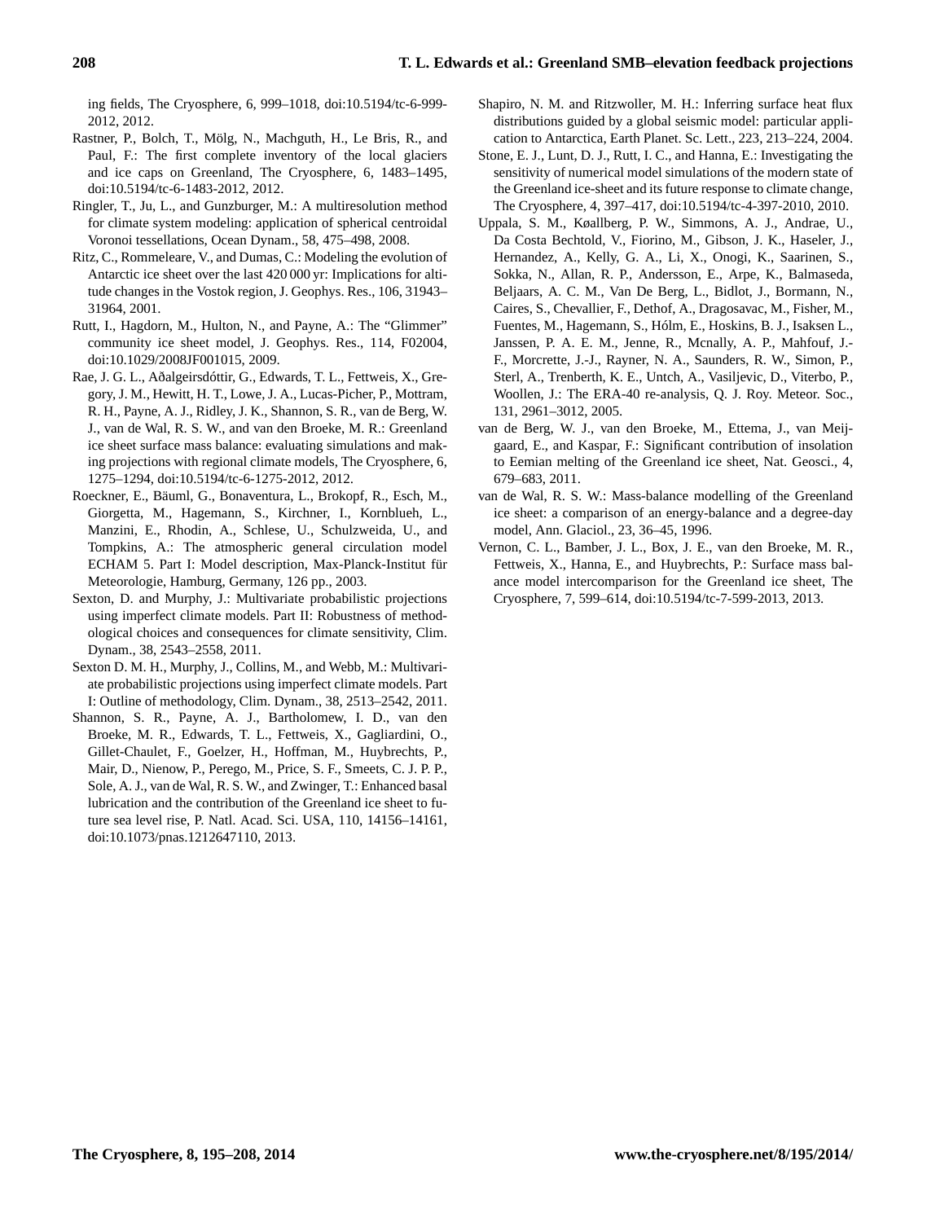ing fields, The Cryosphere, 6, 999–1018, doi:10.5194/tc-6-999-2012, 2012.

Rastner, P., Bolch, T., Mölg, N., Machguth, H., Le Bris, R., and Paul, F.: The first complete inventory of the local glaciers and ice caps on Greenland, The Cryosphere, 6, 1483–1495, doi:10.5194/tc-6-1483-2012, 2012.

Ringler, T., Ju, L., and Gunzburger, M.: A multiresolution method for climate system modeling: application of spherical centroidal Voronoi tessellations, Ocean Dynam., 58, 475–498, 2008.

Ritz, C., Rommeleare, V., and Dumas, C.: Modeling the evolution of Antarctic ice sheet over the last 420 000 yr: Implications for altitude changes in the Vostok region, J. Geophys. Res., 106, 31943–31964, 2001.

Rutt, I., Hagdorn, M., Hulton, N., and Payne, A.: The "Glimmer" community ice sheet model, J. Geophys. Res., 114, F02004, doi:10.1029/2008JF001015, 2009.

Rae, J. G. L., Aðalgeirsdóttir, G., Edwards, T. L., Fettweis, X., Gregory, J. M., Hewitt, H. T., Lowe, J. A., Lucas-Picher, P., Mottram, R. H., Payne, A. J., Ridley, J. K., Shannon, S. R., van de Berg, W. J., van de Wal, R. S. W., and van den Broeke, M. R.: Greenland ice sheet surface mass balance: evaluating simulations and making projections with regional climate models, The Cryosphere, 6, 1275–1294, doi:10.5194/tc-6-1275-2012, 2012.

Roeckner, E., Bäuml, G., Bonaventura, L., Brokopf, R., Esch, M., Giorgetta, M., Hagemann, S., Kirchner, I., Kornblueh, L., Manzini, E., Rhodin, A., Schlese, U., Schulzweida, U., and Tompkins, A.: The atmospheric general circulation model ECHAM 5. Part I: Model description, Max-Planck-Institut für Meteorologie, Hamburg, Germany, 126 pp., 2003.

Sexton, D. and Murphy, J.: Multivariate probabilistic projections using imperfect climate models. Part II: Robustness of methodological choices and consequences for climate sensitivity, Clim. Dynam., 38, 2543–2558, 2011.

Sexton D. M. H., Murphy, J., Collins, M., and Webb, M.: Multivariate probabilistic projections using imperfect climate models. Part I: Outline of methodology, Clim. Dynam., 38, 2513–2542, 2011.

Shannon, S. R., Payne, A. J., Bartholomew, I. D., van den Broeke, M. R., Edwards, T. L., Fettweis, X., Gagliardini, O., Gillet-Chaulet, F., Goelzer, H., Hoffman, M., Huybrechts, P., Mair, D., Nienow, P., Perego, M., Price, S. F., Smeets, C. J. P. P., Sole, A. J., van de Wal, R. S. W., and Zwinger, T.: Enhanced basal lubrication and the contribution of the Greenland ice sheet to future sea level rise, P. Natl. Acad. Sci. USA, 110, 14156–14161, doi:10.1073/pnas.1212647110, 2013.

Shapiro, N. M. and Ritzwoller, M. H.: Inferring surface heat flux distributions guided by a global seismic model: particular application to Antarctica, Earth Planet. Sc. Lett., 223, 213–224, 2004.

Stone, E. J., Lunt, D. J., Rutt, I. C., and Hanna, E.: Investigating the sensitivity of numerical model simulations of the modern state of the Greenland ice-sheet and its future response to climate change, The Cryosphere, 4, 397–417, doi:10.5194/tc-4-397-2010, 2010.

Uppala, S. M., Køallberg, P. W., Simmons, A. J., Andrae, U., Da Costa Bechtold, V., Fiorino, M., Gibson, J. K., Haseler, J., Hernandez, A., Kelly, G. A., Li, X., Onogi, K., Saarinen, S., Sokka, N., Allan, R. P., Andersson, E., Arpe, K., Balmaseda, Beljaars, A. C. M., Van De Berg, L., Bidlot, J., Bormann, N., Caires, S., Chevallier, F., Dethof, A., Dragosavac, M., Fisher, M., Fuentes, M., Hagemann, S., Hólm, E., Hoskins, B. J., Isaksen L., Janssen, P. A. E. M., Jenne, R., Mcnally, A. P., Mahfouf, J.-F., Morcrette, J.-J., Rayner, N. A., Saunders, R. W., Simon, P., Sterl, A., Trenberth, K. E., Untch, A., Vasiljevic, D., Viterbo, P., Woollen, J.: The ERA-40 re-analysis, Q. J. Roy. Meteor. Soc., 131, 2961–3012, 2005.

van de Berg, W. J., van den Broeke, M., Ettema, J., van Meijgaard, E., and Kaspar, F.: Significant contribution of insolation to Eemian melting of the Greenland ice sheet, Nat. Geosci., 4, 679–683, 2011.

van de Wal, R. S. W.: Mass-balance modelling of the Greenland ice sheet: a comparison of an energy-balance and a degree-day model, Ann. Glaciol., 23, 36–45, 1996.

Vernon, C. L., Bamber, J. L., Box, J. E., van den Broeke, M. R., Fettweis, X., Hanna, E., and Huybrechts, P.: Surface mass balance model intercomparison for the Greenland ice sheet, The Cryosphere, 7, 599–614, doi:10.5194/tc-7-599-2013, 2013.